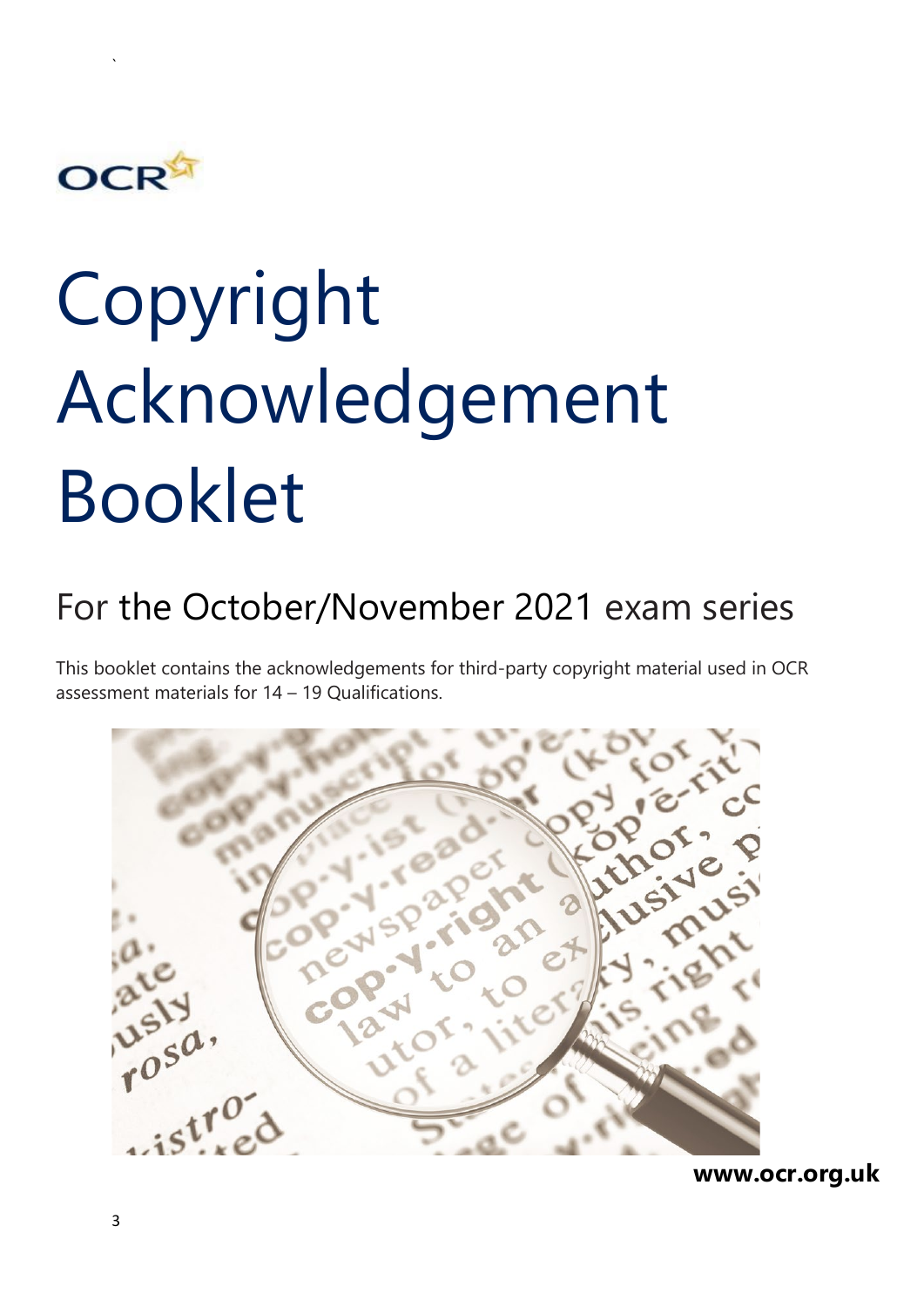# Copyright Acknowledgement Booklet

## For the October/November 2021 exam series

This booklet contains the acknowledgements for third-party copyright material used in OCR assessment materials for 14 – 19 Qualifications.

**www.ocr.org.uk**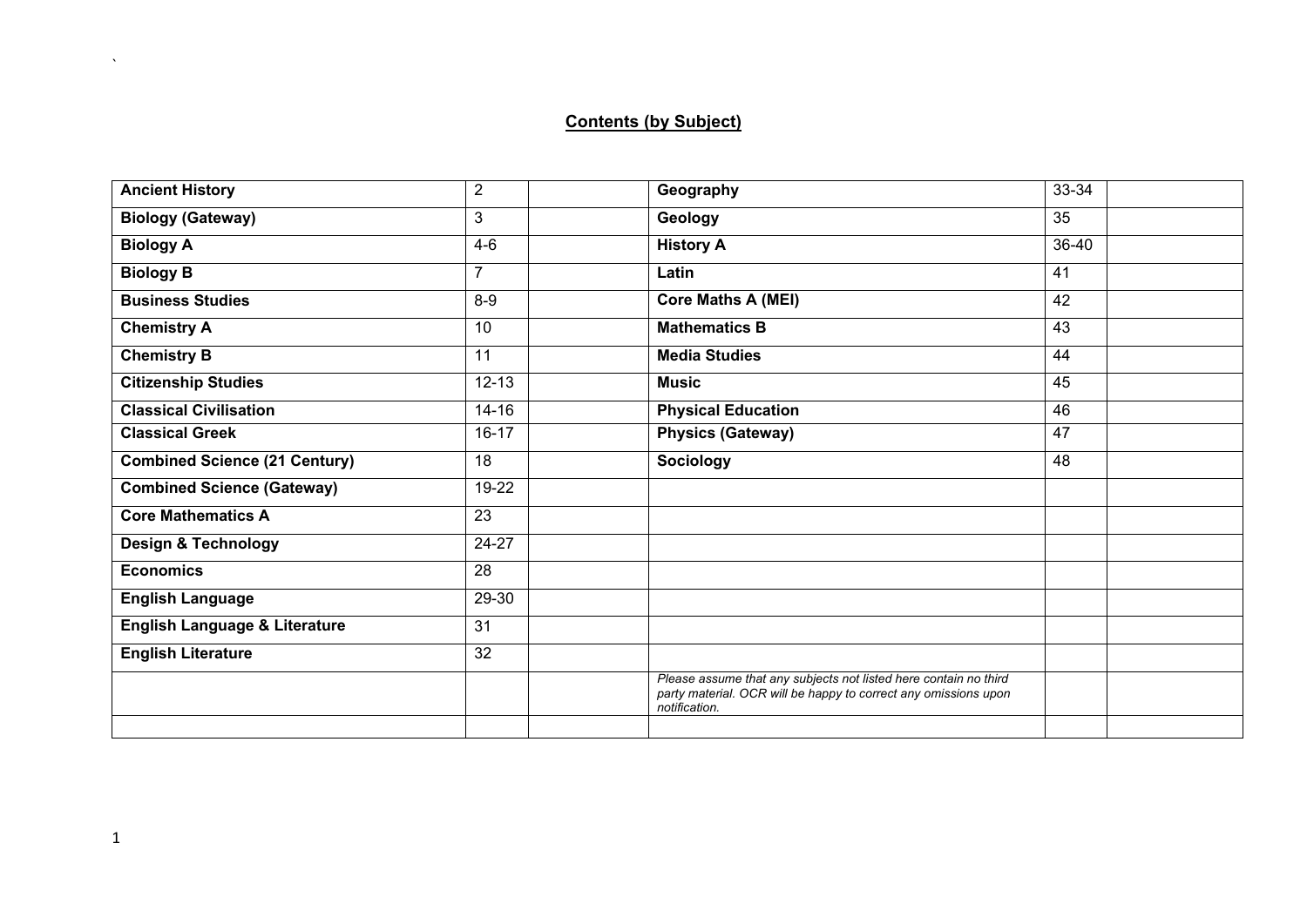## Contents (by Subject)

| | | | | | |
|---|---|---|---|---|---|
| **Ancient History** | 2 | | **Geography** | 33-34 | |
| **Biology (Gateway)** | 3 | | **Geology** | 35 | |
| **Biology A** | 4-6 | | **History A** | 36-40 | |
| **Biology B** | 7 | | **Latin** | 41 | |
| **Business Studies** | 8-9 | | **Core Maths A (MEI)** | 42 | |
| **Chemistry A** | 10 | | **Mathematics B** | 43 | |
| **Chemistry B** | 11 | | **Media Studies** | 44 | |
| **Citizenship Studies** | 12-13 | | **Music** | 45 | |
| **Classical Civilisation** | 14-16 | | **Physical Education** | 46 | |
| **Classical Greek** | 16-17 | | **Physics (Gateway)** | 47 | |
| **Combined Science (21 Century)** | 18 | | **Sociology** | 48 | |
| **Combined Science (Gateway)** | 19-22 | | | | |
| **Core Mathematics A** | 23 | | | | |
| **Design & Technology** | 24-27 | | | | |
| **Economics** | 28 | | | | |
| **English Language** | 29-30 | | | | |
| **English Language & Literature** | 31 | | | | |
| **English Literature** | 32 | | | | |
| | | | *Please assume that any subjects not listed here contain no third party material. OCR will be happy to correct any omissions upon notification.* | | |
| | | | | | |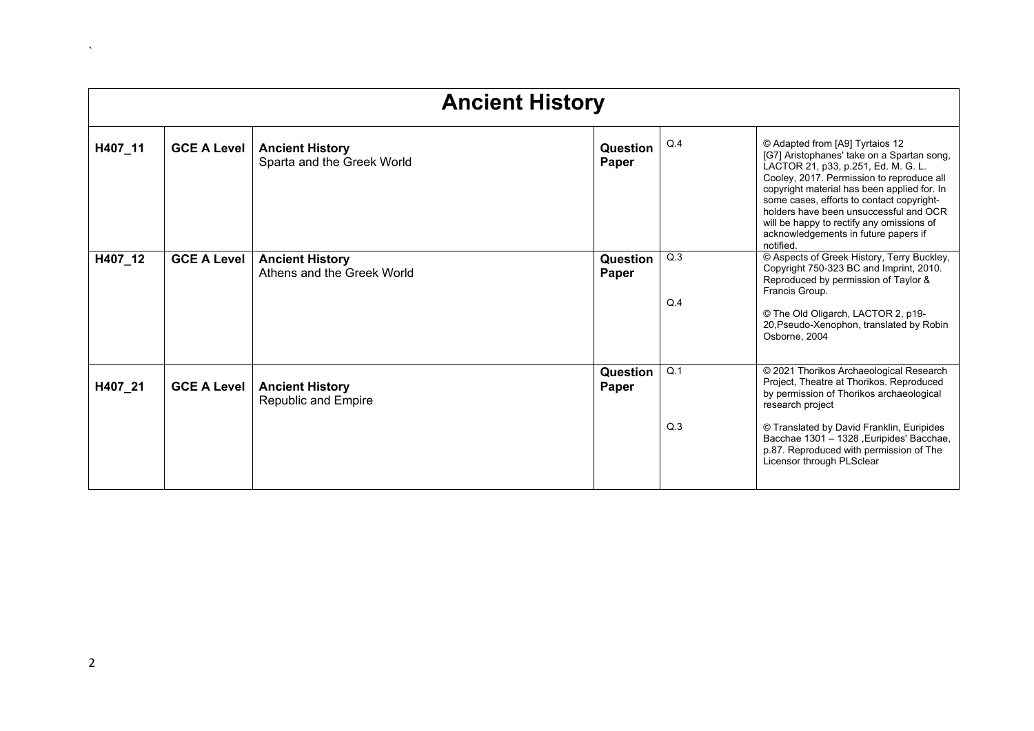| Ancient History | | | | | |
|---|---|---|---|---|---|
| **H407_11** | **GCE A Level** | **Ancient History**<br>Sparta and the Greek World | **Question Paper** | Q.4 | © Adapted from [A9] Tyrtaios 12<br>[G7] Aristophanes' take on a Spartan song, LACTOR 21, p33, p.251, Ed. M. G. L. Cooley, 2017. Permission to reproduce all copyright material has been applied for. In some cases, efforts to contact copyright-holders have been unsuccessful and OCR will be happy to rectify any omissions of acknowledgements in future papers if notified. |
| **H407_12** | **GCE A Level** | **Ancient History**<br>Athens and the Greek World | **Question Paper** | Q.3<br><br>Q.4 | © Aspects of Greek History, Terry Buckley, Copyright 750-323 BC and Imprint, 2010. Reproduced by permission of Taylor & Francis Group.<br><br>© The Old Oligarch, LACTOR 2, p19-20,Pseudo-Xenophon, translated by Robin Osborne, 2004 |
| **H407_21** | **GCE A Level** | **Ancient History**<br>Republic and Empire | **Question Paper** | Q.1<br><br>Q.3 | © 2021 Thorikos Archaeological Research Project, Theatre at Thorikos. Reproduced by permission of Thorikos archaeological research project<br><br>© Translated by David Franklin, Euripides Bacchae 1301 – 1328 ,Euripides' Bacchae, p.87. Reproduced with permission of The Licensor through PLSclear |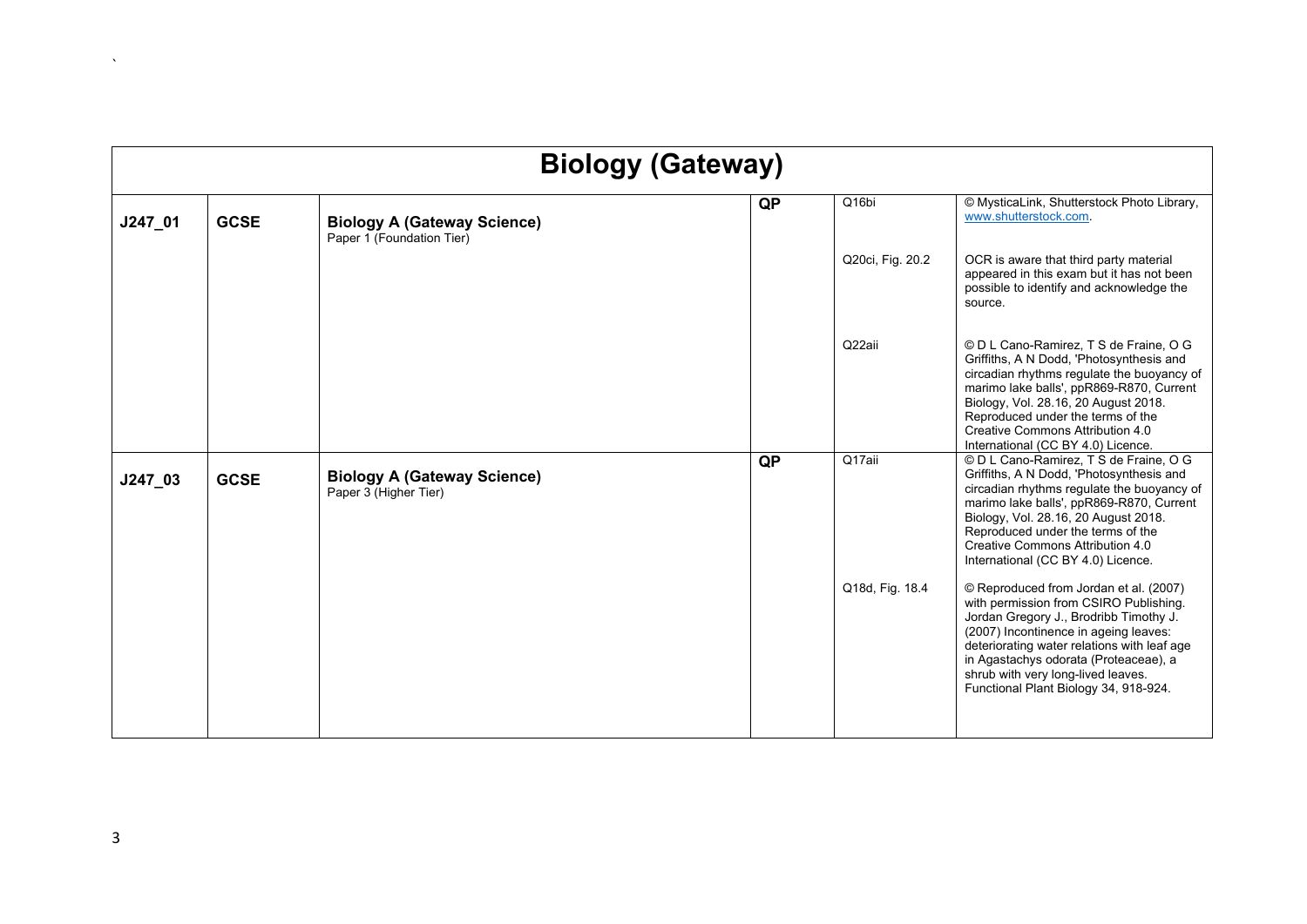| Biology (Gateway) | | | | | |
|---|---|---|---|---|---|
| **J247_01** | **GCSE** | **Biology A (Gateway Science)** Paper 1 (Foundation Tier) | **QP** | Q16bi | © MysticaLink, Shutterstock Photo Library, www.shutterstock.com. |
| | | | | Q20ci, Fig. 20.2 | OCR is aware that third party material appeared in this exam but it has not been possible to identify and acknowledge the source. |
| | | | | Q22aii | © D L Cano-Ramirez, T S de Fraine, O G Griffiths, A N Dodd, 'Photosynthesis and circadian rhythms regulate the buoyancy of marimo lake balls', ppR869-R870, Current Biology, Vol. 28.16, 20 August 2018. Reproduced under the terms of the Creative Commons Attribution 4.0 International (CC BY 4.0) Licence. |
| **J247_03** | **GCSE** | **Biology A (Gateway Science)** Paper 3 (Higher Tier) | **QP** | Q17aii | © D L Cano-Ramirez, T S de Fraine, O G Griffiths, A N Dodd, 'Photosynthesis and circadian rhythms regulate the buoyancy of marimo lake balls', ppR869-R870, Current Biology, Vol. 28.16, 20 August 2018. Reproduced under the terms of the Creative Commons Attribution 4.0 International (CC BY 4.0) Licence. |
| | | | | Q18d, Fig. 18.4 | © Reproduced from Jordan et al. (2007) with permission from CSIRO Publishing. Jordan Gregory J., Brodribb Timothy J. (2007) Incontinence in ageing leaves: deteriorating water relations with leaf age in Agastachys odorata (Proteaceae), a shrub with very long-lived leaves. Functional Plant Biology 34, 918-924. |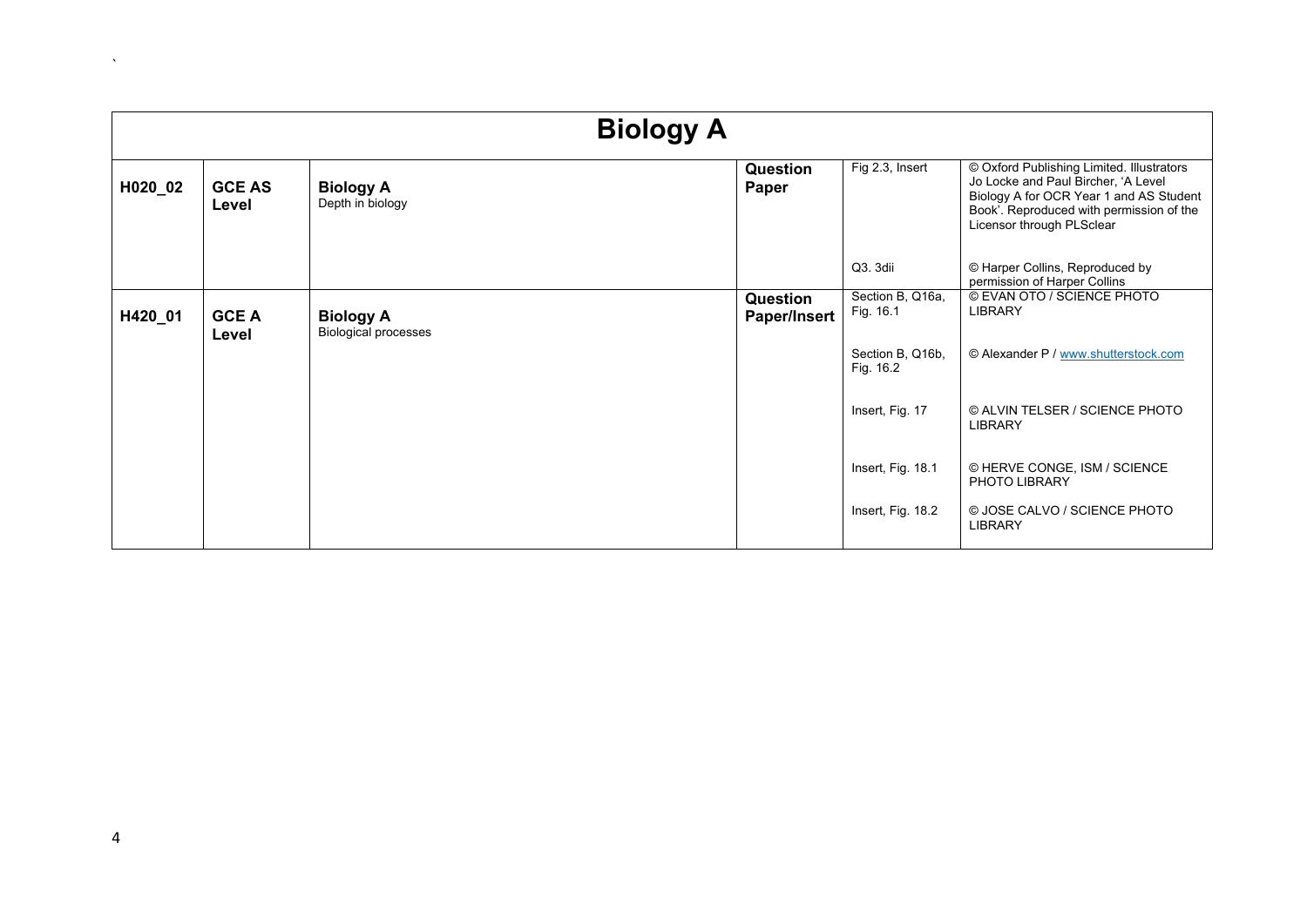| Biology A | | | | | |
|---|---|---|---|---|---|
| **H020_02** | **GCE AS Level** | **Biology A** Depth in biology | **Question Paper** | Fig 2.3, Insert | © Oxford Publishing Limited. Illustrators Jo Locke and Paul Bircher, 'A Level Biology A for OCR Year 1 and AS Student Book'. Reproduced with permission of the Licensor through PLSclear |
| | | | | Q3. 3dii | © Harper Collins, Reproduced by permission of Harper Collins |
| **H420_01** | **GCE A Level** | **Biology A** Biological processes | **Question Paper/Insert** | Section B, Q16a, Fig. 16.1 | © EVAN OTO / SCIENCE PHOTO LIBRARY |
| | | | | Section B, Q16b, Fig. 16.2 | © Alexander P / www.shutterstock.com |
| | | | | Insert, Fig. 17 | © ALVIN TELSER / SCIENCE PHOTO LIBRARY |
| | | | | Insert, Fig. 18.1 | © HERVE CONGE, ISM / SCIENCE PHOTO LIBRARY |
| | | | | Insert, Fig. 18.2 | © JOSE CALVO / SCIENCE PHOTO LIBRARY |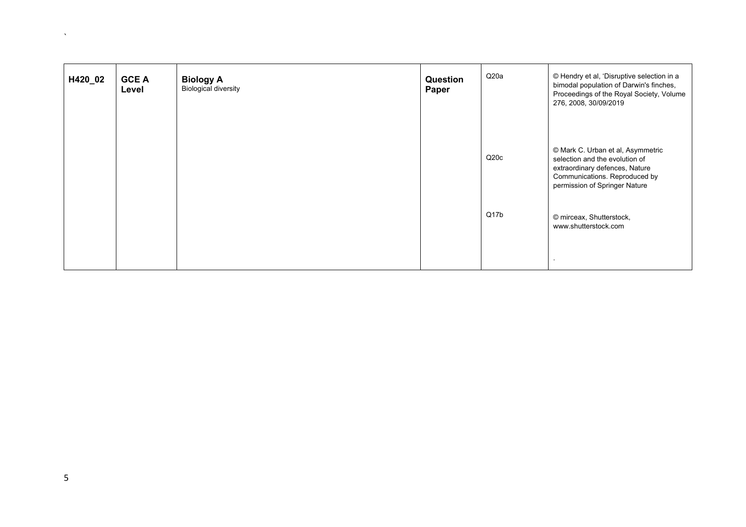| H420_02 | GCE A Level | Biology A<br>Biological diversity | Question Paper | Q20a | © Hendry et al, 'Disruptive selection in a bimodal population of Darwin's finches, Proceedings of the Royal Society, Volume 276, 2008, 30/09/2019 |
|---|---|---|---|---|---|
| | | | | Q20c | © Mark C. Urban et al, Asymmetric selection and the evolution of extraordinary defences, Nature Communications. Reproduced by permission of Springer Nature |
| | | | | Q17b | © mirceax, Shutterstock, www.shutterstock.com<br><br>. |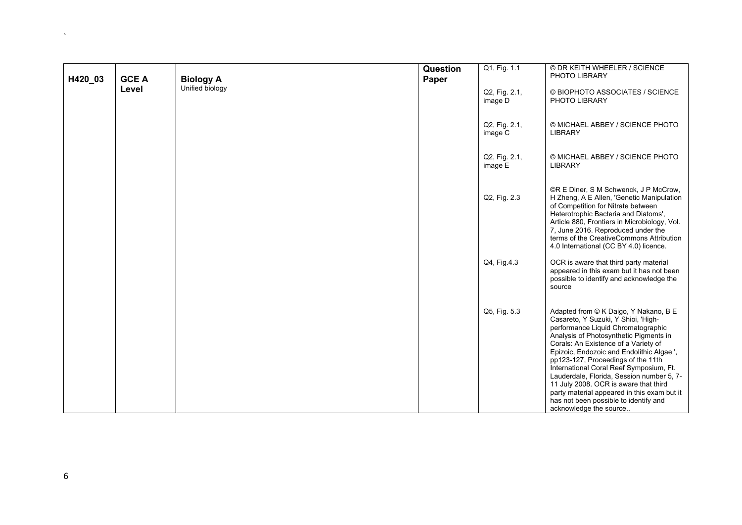| H420_03 | GCE A Level | **Biology A** Unified biology | **Question Paper** | Q1, Fig. 1.1 | © DR KEITH WHEELER / SCIENCE PHOTO LIBRARY |
|---|---|---|---|---|---|
| | | | | Q2, Fig. 2.1, image D | © BIOPHOTO ASSOCIATES / SCIENCE PHOTO LIBRARY |
| | | | | Q2, Fig. 2.1, image C | © MICHAEL ABBEY / SCIENCE PHOTO LIBRARY |
| | | | | Q2, Fig. 2.1, image E | © MICHAEL ABBEY / SCIENCE PHOTO LIBRARY |
| | | | | Q2, Fig. 2.3 | ©R E Diner, S M Schwenck, J P McCrow, H Zheng, A E Allen, 'Genetic Manipulation of Competition for Nitrate between Heterotrophic Bacteria and Diatoms', Article 880, Frontiers in Microbiology, Vol. 7, June 2016. Reproduced under the terms of the CreativeCommons Attribution 4.0 International (CC BY 4.0) licence. |
| | | | | Q4, Fig.4.3 | OCR is aware that third party material appeared in this exam but it has not been possible to identify and acknowledge the source |
| | | | | Q5, Fig. 5.3 | Adapted from © K Daigo, Y Nakano, B E Casareto, Y Suzuki, Y Shioi, 'High-performance Liquid Chromatographic Analysis of Photosynthetic Pigments in Corals: An Existence of a Variety of Epizoic, Endozoic and Endolithic Algae ', pp123-127, Proceedings of the 11th International Coral Reef Symposium, Ft. Lauderdale, Florida, Session number 5, 7-11 July 2008. OCR is aware that third party material appeared in this exam but it has not been possible to identify and acknowledge the source.. |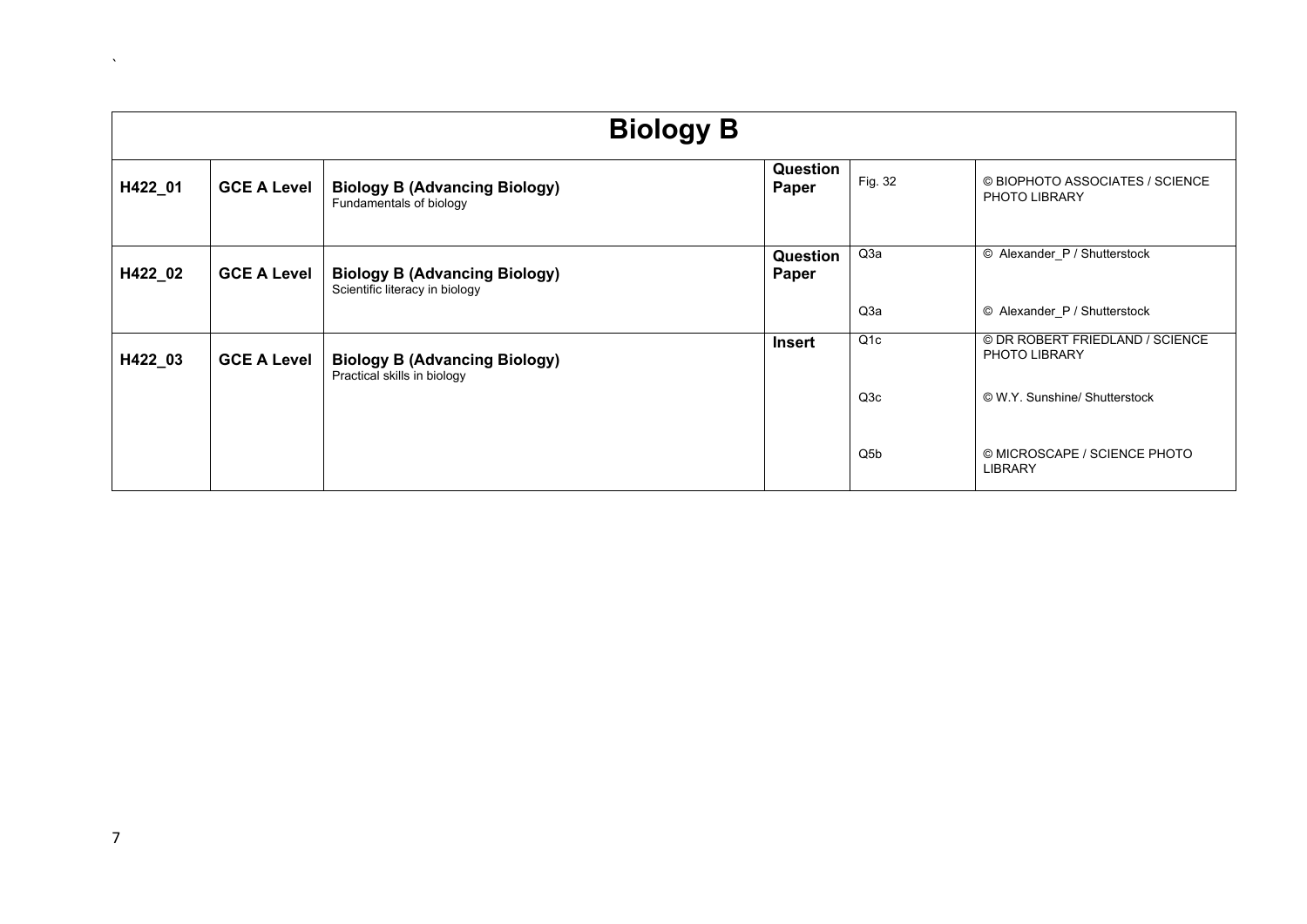| **Biology B** | | | | | |
|---|---|---|---|---|---|
| **H422_01** | **GCE A Level** | **Biology B (Advancing Biology)** Fundamentals of biology | **Question Paper** | Fig. 32 | © BIOPHOTO ASSOCIATES / SCIENCE PHOTO LIBRARY |
| **H422_02** | **GCE A Level** | **Biology B (Advancing Biology)** Scientific literacy in biology | **Question Paper** | Q3a | © Alexander_P / Shutterstock |
| | | | | Q3a | © Alexander_P / Shutterstock |
| **H422_03** | **GCE A Level** | **Biology B (Advancing Biology)** Practical skills in biology | **Insert** | Q1c | © DR ROBERT FRIEDLAND / SCIENCE PHOTO LIBRARY |
| | | | | Q3c | © W.Y. Sunshine/ Shutterstock |
| | | | | Q5b | © MICROSCAPE / SCIENCE PHOTO LIBRARY |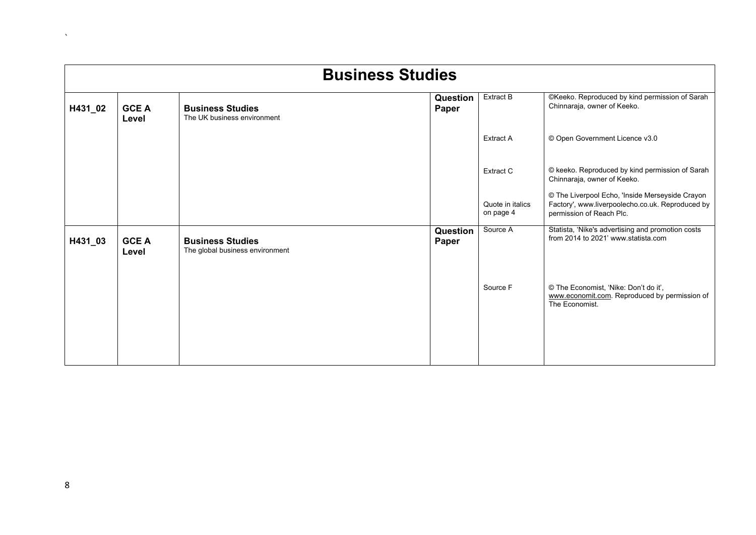| Business Studies | | | | | |
|---|---|---|---|---|---|
| **H431_02** | **GCE A Level** | **Business Studies**<br>The UK business environment | **Question Paper** | Extract B | ©Keeko. Reproduced by kind permission of Sarah Chinnaraja, owner of Keeko. |
| | | | | Extract A | © Open Government Licence v3.0 |
| | | | | Extract C | © keeko. Reproduced by kind permission of Sarah Chinnaraja, owner of Keeko. |
| | | | | Quote in italics on page 4 | © The Liverpool Echo, 'Inside Merseyside Crayon Factory', www.liverpoolecho.co.uk. Reproduced by permission of Reach Plc. |
| **H431_03** | **GCE A Level** | **Business Studies**<br>The global business environment | **Question Paper** | Source A | Statista, 'Nike's advertising and promotion costs from 2014 to 2021' www.statista.com |
| | | | | Source F | © The Economist, 'Nike: Don't do it', www.economit.com. Reproduced by permission of The Economist. |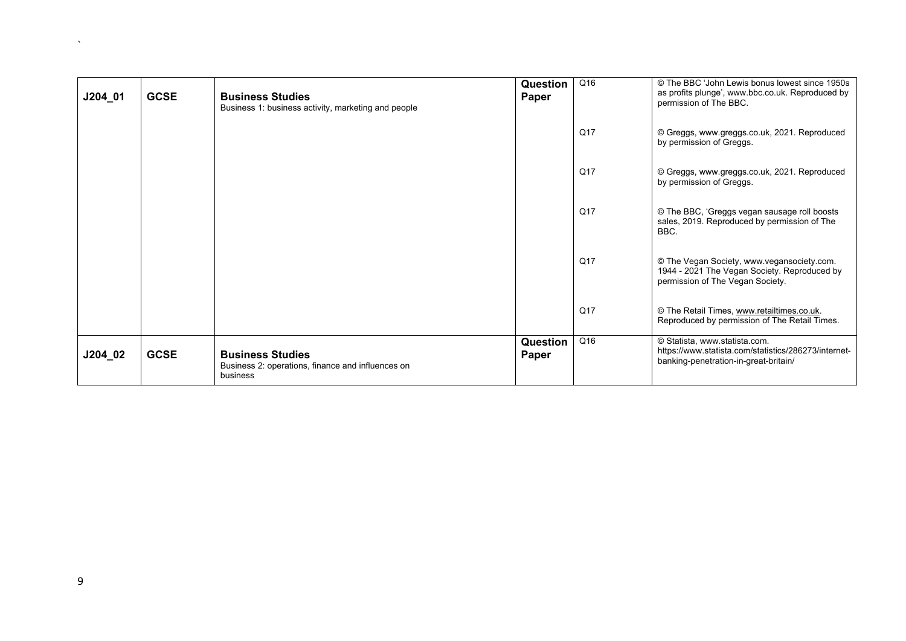| J204_01 | GCSE | **Business Studies** Business 1: business activity, marketing and people | **Question Paper** | Q16 | © The BBC 'John Lewis bonus lowest since 1950s as profits plunge', www.bbc.co.uk. Reproduced by permission of The BBC. |
|---|---|---|---|---|---|
| | | | | Q17 | © Greggs, www.greggs.co.uk, 2021. Reproduced by permission of Greggs. |
| | | | | Q17 | © Greggs, www.greggs.co.uk, 2021. Reproduced by permission of Greggs. |
| | | | | Q17 | © The BBC, 'Greggs vegan sausage roll boosts sales, 2019. Reproduced by permission of The BBC. |
| | | | | Q17 | © The Vegan Society, www.vegansociety.com. 1944 - 2021 The Vegan Society. Reproduced by permission of The Vegan Society. |
| | | | | Q17 | © The Retail Times, www.retailtimes.co.uk. Reproduced by permission of The Retail Times. |
| J204_02 | GCSE | **Business Studies** Business 2: operations, finance and influences on business | **Question Paper** | Q16 | © Statista, www.statista.com. https://www.statista.com/statistics/286273/internet-banking-penetration-in-great-britain/ |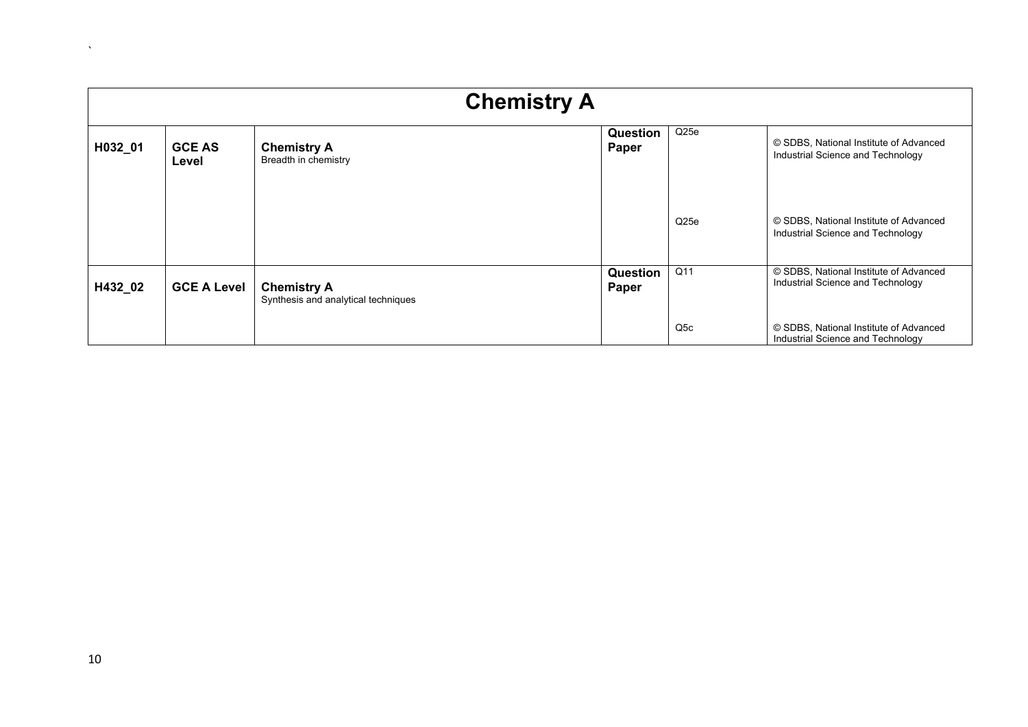| Chemistry A | | | | | |
|---|---|---|---|---|---|
| **H032_01** | **GCE AS Level** | **Chemistry A** Breadth in chemistry | **Question Paper** | Q25e | © SDBS, National Institute of Advanced Industrial Science and Technology |
| | | | | Q25e | © SDBS, National Institute of Advanced Industrial Science and Technology |
| **H432_02** | **GCE A Level** | **Chemistry A** Synthesis and analytical techniques | **Question Paper** | Q11 | © SDBS, National Institute of Advanced Industrial Science and Technology |
| | | | | Q5c | © SDBS, National Institute of Advanced Industrial Science and Technology |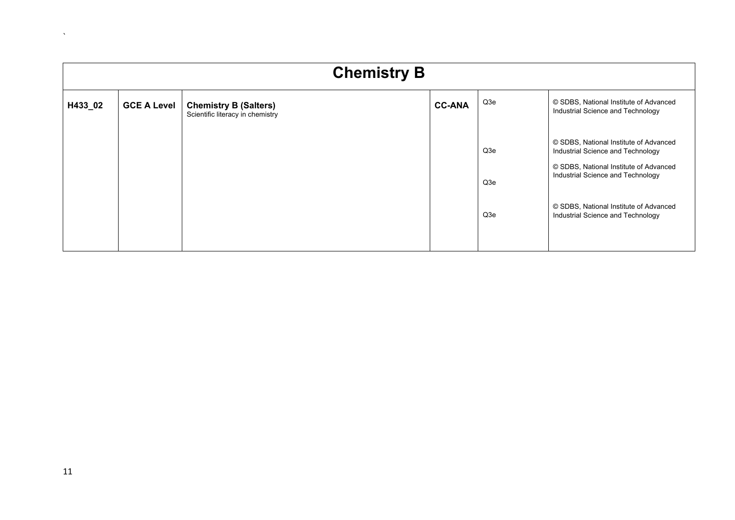| Chemistry B | | | | | |
|---|---|---|---|---|---|
| H433_02 | GCE A Level | **Chemistry B (Salters)** Scientific literacy in chemistry | CC-ANA | Q3e | © SDBS, National Institute of Advanced Industrial Science and Technology |
| | | | | Q3e | © SDBS, National Institute of Advanced Industrial Science and Technology |
| | | | | Q3e | © SDBS, National Institute of Advanced Industrial Science and Technology |
| | | | | Q3e | © SDBS, National Institute of Advanced Industrial Science and Technology |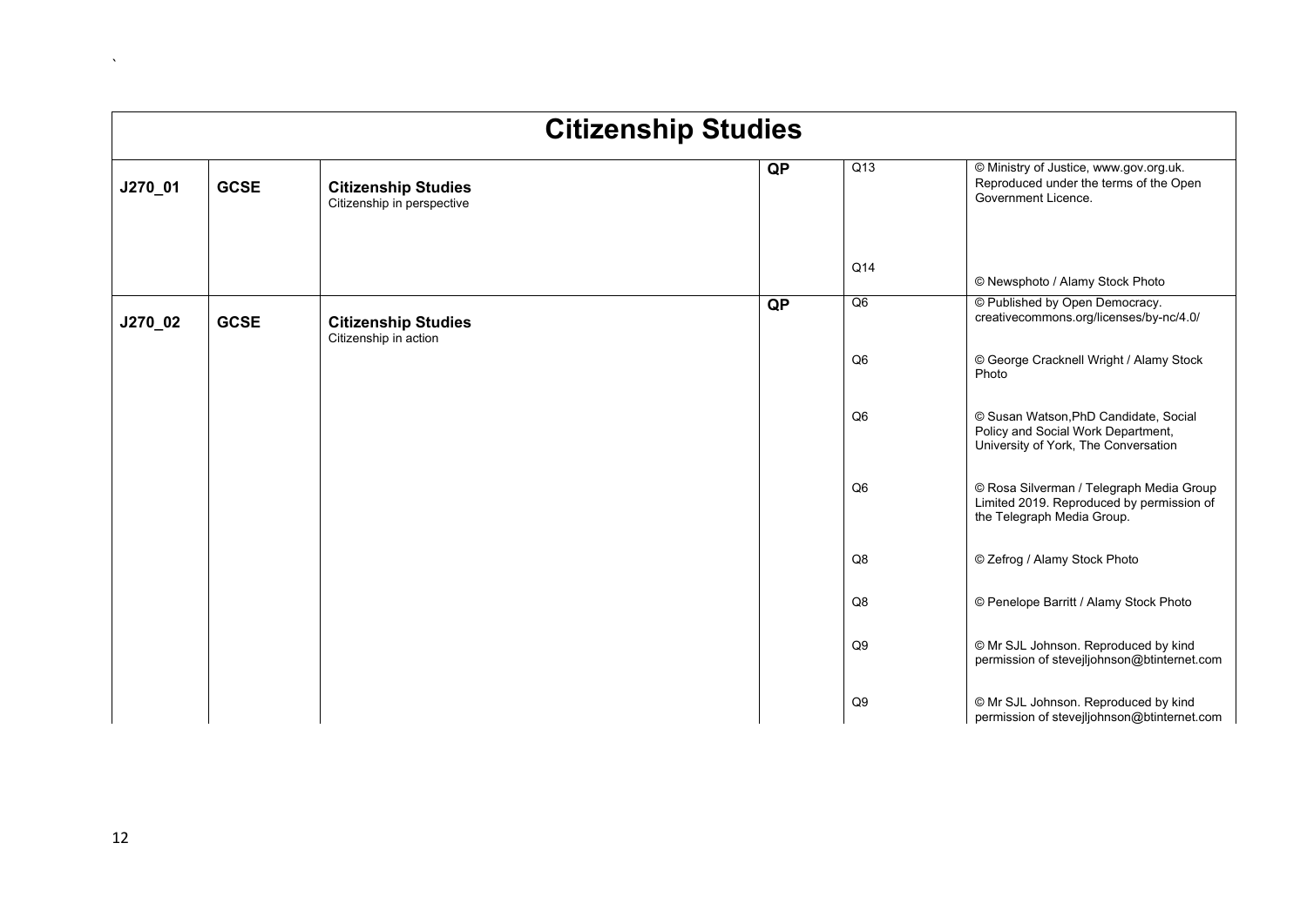| Citizenship Studies | | | | | |
|---|---|---|---|---|---|
| **J270_01** | **GCSE** | **Citizenship Studies** Citizenship in perspective | **QP** | Q13 | © Ministry of Justice, www.gov.org.uk. Reproduced under the terms of the Open Government Licence. |
| | | | | Q14 | © Newsphoto / Alamy Stock Photo |
| **J270_02** | **GCSE** | **Citizenship Studies** Citizenship in action | **QP** | Q6 | © Published by Open Democracy. creativecommons.org/licenses/by-nc/4.0/ |
| | | | | Q6 | © George Cracknell Wright / Alamy Stock Photo |
| | | | | Q6 | © Susan Watson,PhD Candidate, Social Policy and Social Work Department, University of York, The Conversation |
| | | | | Q6 | © Rosa Silverman / Telegraph Media Group Limited 2019. Reproduced by permission of the Telegraph Media Group. |
| | | | | Q8 | © Zefrog / Alamy Stock Photo |
| | | | | Q8 | © Penelope Barritt / Alamy Stock Photo |
| | | | | Q9 | © Mr SJL Johnson. Reproduced by kind permission of stevejljohnson@btinternet.com |
| | | | | Q9 | © Mr SJL Johnson. Reproduced by kind permission of stevejljohnson@btinternet.com |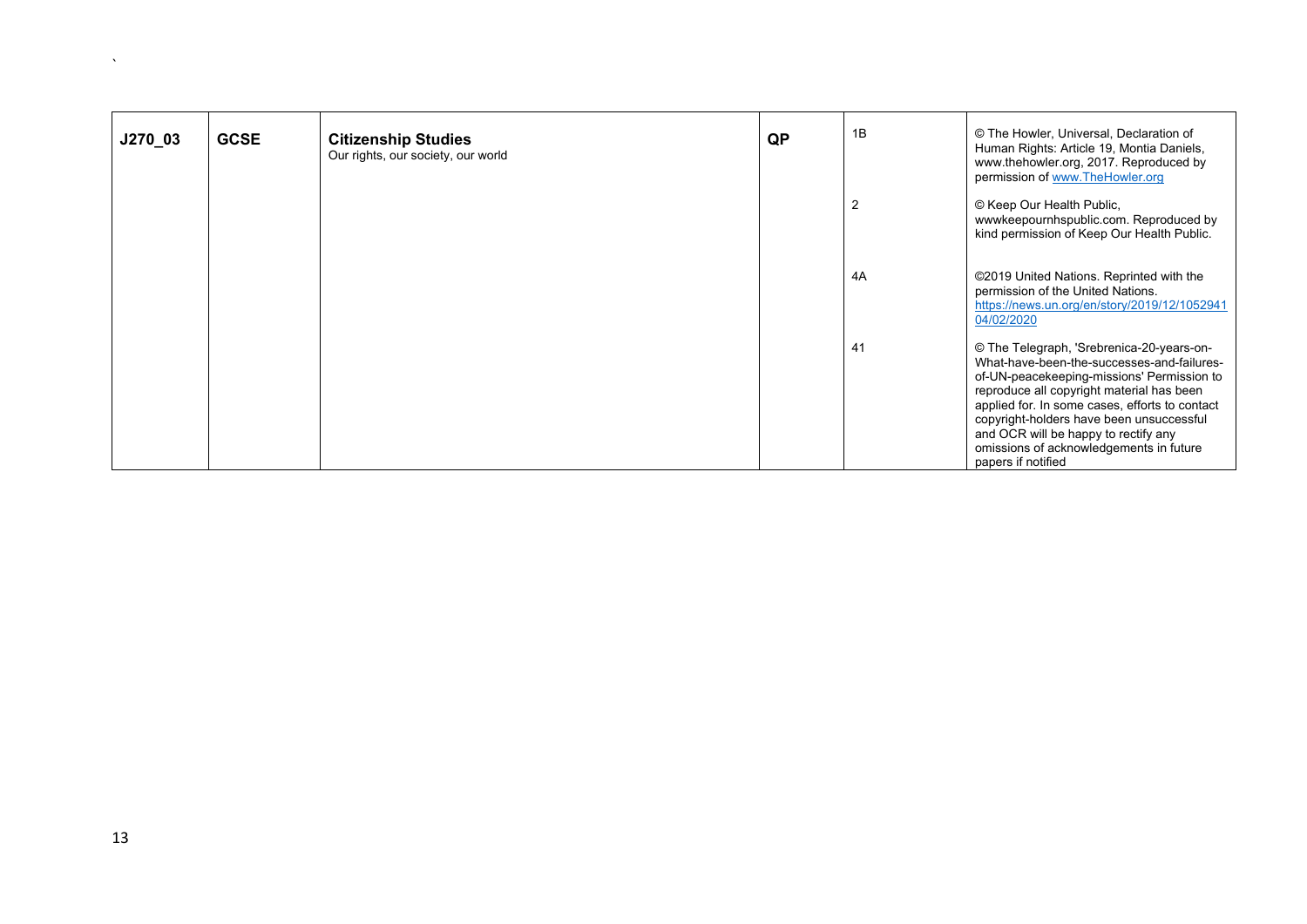| J270_03 | GCSE | **Citizenship Studies** Our rights, our society, our world | QP | 1B | © The Howler, Universal, Declaration of Human Rights: Article 19, Montia Daniels, www.thehowler.org, 2017. Reproduced by permission of www.TheHowler.org |
|---|---|---|---|---|---|
| | | | | 2 | © Keep Our Health Public, wwwkeepournhspublic.com. Reproduced by kind permission of Keep Our Health Public. |
| | | | | 4A | ©2019 United Nations. Reprinted with the permission of the United Nations. https://news.un.org/en/story/2019/12/1052941 04/02/2020 |
| | | | | 41 | © The Telegraph, 'Srebrenica-20-years-on-What-have-been-the-successes-and-failures-of-UN-peacekeeping-missions' Permission to reproduce all copyright material has been applied for. In some cases, efforts to contact copyright-holders have been unsuccessful and OCR will be happy to rectify any omissions of acknowledgements in future papers if notified |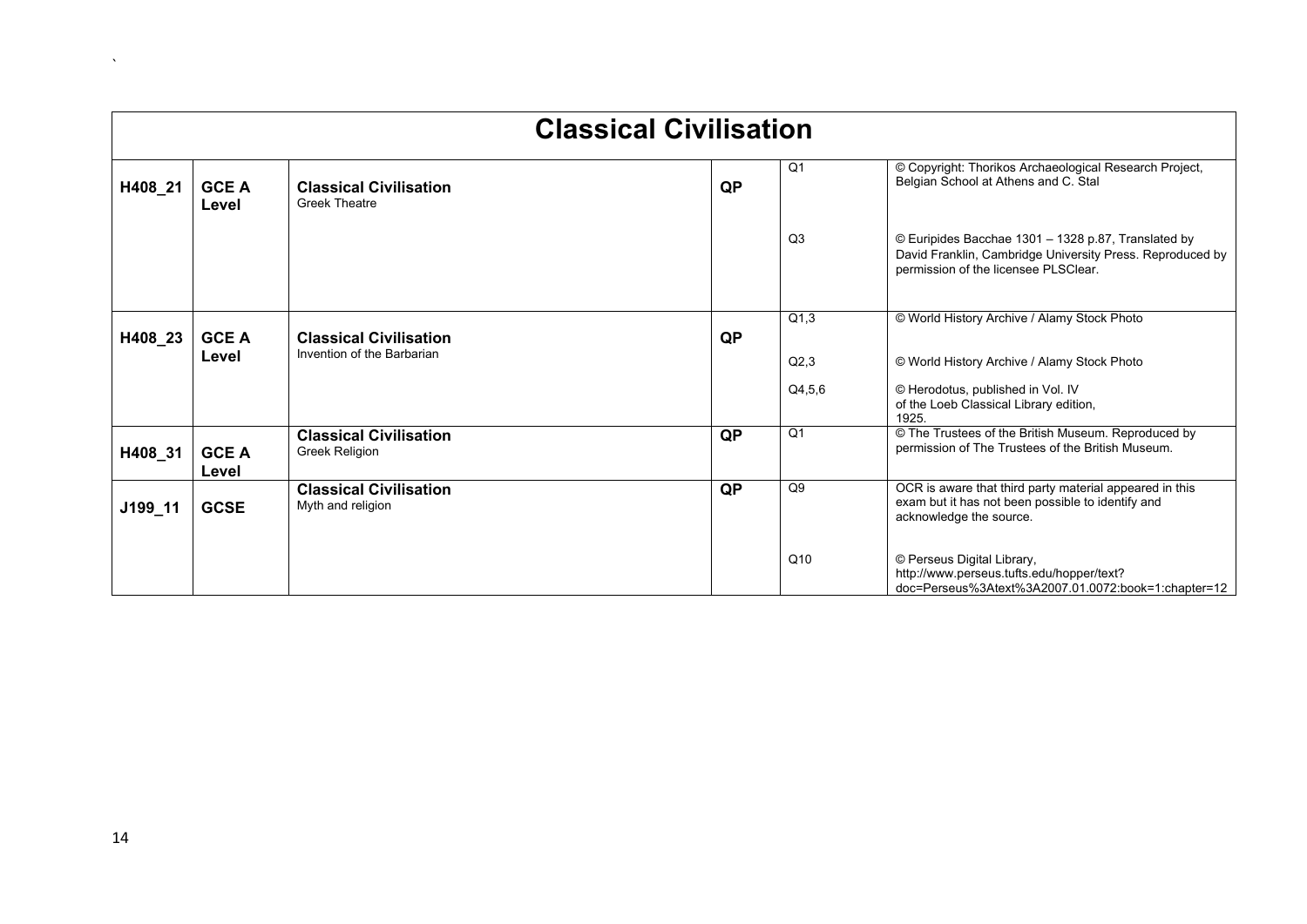# Classical Civilisation

| | | | | | |
|---|---|---|---|---|---|
| H408_21 | GCE A Level | **Classical Civilisation**<br>Greek Theatre | QP | Q1 | © Copyright: Thorikos Archaeological Research Project, Belgian School at Athens and C. Stal |
| | | | | Q3 | © Euripides Bacchae 1301 – 1328 p.87, Translated by David Franklin, Cambridge University Press. Reproduced by permission of the licensee PLSClear. |
| H408_23 | GCE A Level | **Classical Civilisation**<br>Invention of the Barbarian | QP | Q1,3 | © World History Archive / Alamy Stock Photo |
| | | | | Q2,3 | © World History Archive / Alamy Stock Photo |
| | | | | Q4,5,6 | © Herodotus, published in Vol. IV of the Loeb Classical Library edition, 1925. |
| H408_31 | GCE A Level | **Classical Civilisation**<br>Greek Religion | QP | Q1 | © The Trustees of the British Museum. Reproduced by permission of The Trustees of the British Museum. |
| J199_11 | GCSE | **Classical Civilisation**<br>Myth and religion | QP | Q9 | OCR is aware that third party material appeared in this exam but it has not been possible to identify and acknowledge the source. |
| | | | | Q10 | © Perseus Digital Library, http://www.perseus.tufts.edu/hopper/text?doc=Perseus%3Atext%3A2007.01.0072:book=1:chapter=12 |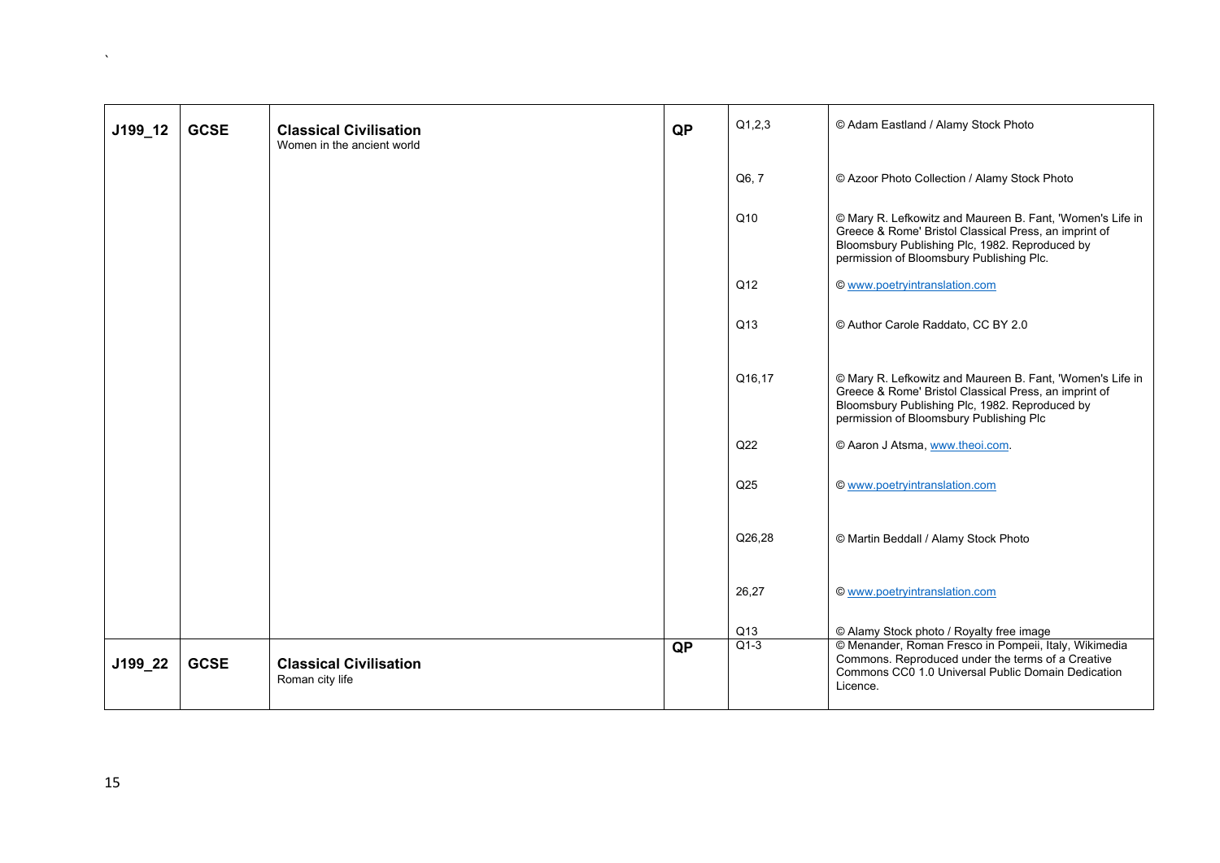| J199_12 | GCSE | **Classical Civilisation** Women in the ancient world | QP | Q1,2,3 | © Adam Eastland / Alamy Stock Photo |
|---|---|---|---|---|---|
| | | | | Q6, 7 | © Azoor Photo Collection / Alamy Stock Photo |
| | | | | Q10 | © Mary R. Lefkowitz and Maureen B. Fant, 'Women's Life in Greece & Rome' Bristol Classical Press, an imprint of Bloomsbury Publishing Plc, 1982. Reproduced by permission of Bloomsbury Publishing Plc. |
| | | | | Q12 | © www.poetryintranslation.com |
| | | | | Q13 | © Author Carole Raddato, CC BY 2.0 |
| | | | | Q16,17 | © Mary R. Lefkowitz and Maureen B. Fant, 'Women's Life in Greece & Rome' Bristol Classical Press, an imprint of Bloomsbury Publishing Plc, 1982. Reproduced by permission of Bloomsbury Publishing Plc |
| | | | | Q22 | © Aaron J Atsma, www.theoi.com. |
| | | | | Q25 | © www.poetryintranslation.com |
| | | | | Q26,28 | © Martin Beddall / Alamy Stock Photo |
| | | | | 26,27 | © www.poetryintranslation.com |
| | | | | Q13 | © Alamy Stock photo / Royalty free image |
| J199_22 | GCSE | **Classical Civilisation** Roman city life | QP | Q1-3 | © Menander, Roman Fresco in Pompeii, Italy, Wikimedia Commons. Reproduced under the terms of a Creative Commons CC0 1.0 Universal Public Domain Dedication Licence. |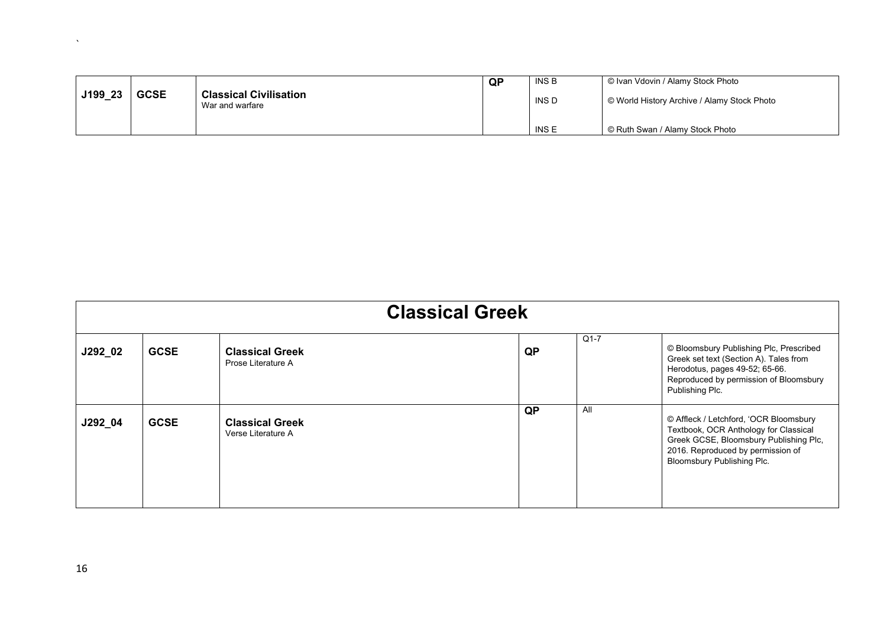| J199_23 | GCSE | **Classical Civilisation** War and warfare | QP | INS B<br>INS D<br>INS E | © Ivan Vdovin / Alamy Stock Photo<br>© World History Archive / Alamy Stock Photo<br>© Ruth Swan / Alamy Stock Photo |
|---|---|---|---|---|---|

# Classical Greek

| J292_02 | GCSE | **Classical Greek** Prose Literature A | QP | Q1-7 | © Bloomsbury Publishing Plc, Prescribed Greek set text (Section A). Tales from Herodotus, pages 49-52; 65-66. Reproduced by permission of Bloomsbury Publishing Plc. |
|---|---|---|---|---|---|
| J292_04 | GCSE | **Classical Greek** Verse Literature A | QP | All | © Affleck / Letchford, 'OCR Bloomsbury Textbook, OCR Anthology for Classical Greek GCSE, Bloomsbury Publishing Plc, 2016. Reproduced by permission of Bloomsbury Publishing Plc. |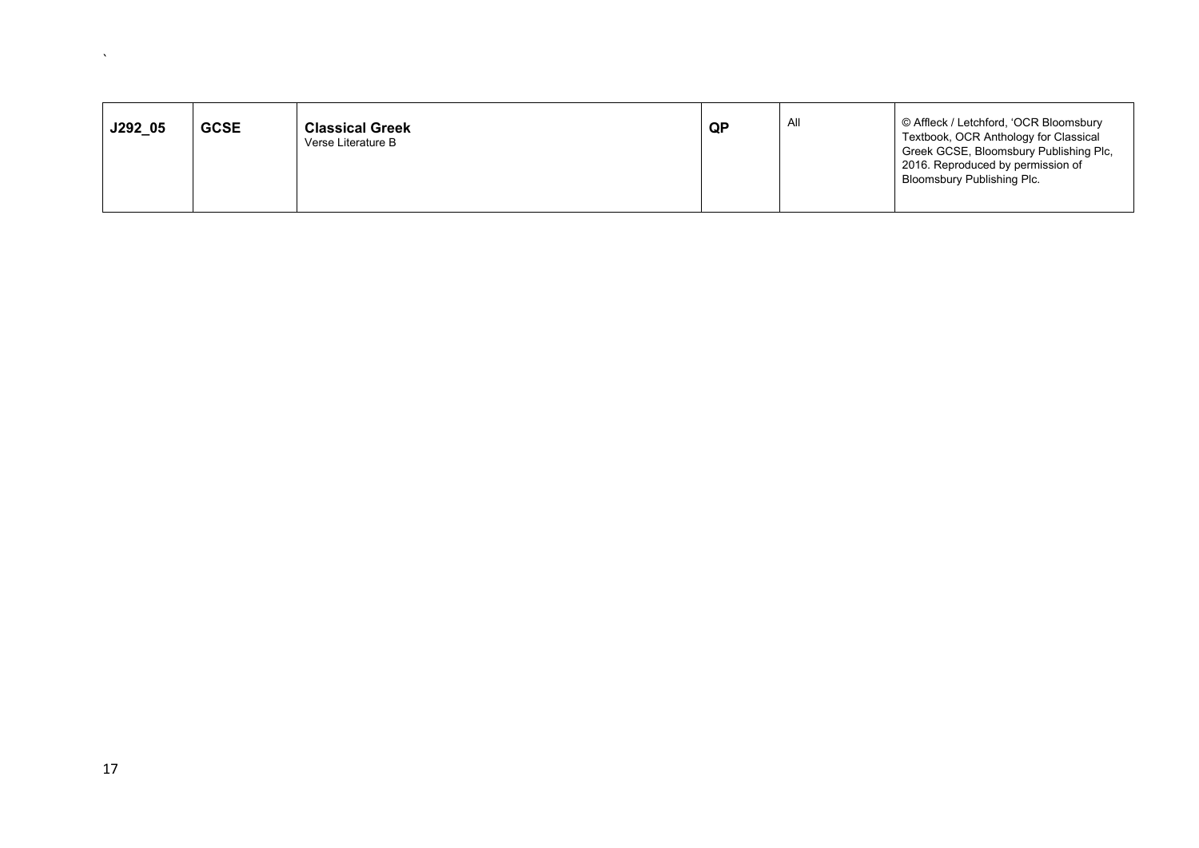| J292_05 | GCSE | **Classical Greek** Verse Literature B | QP | All | © Affleck / Letchford, 'OCR Bloomsbury Textbook, OCR Anthology for Classical Greek GCSE, Bloomsbury Publishing Plc, 2016. Reproduced by permission of Bloomsbury Publishing Plc. |
|---|---|---|---|---|---|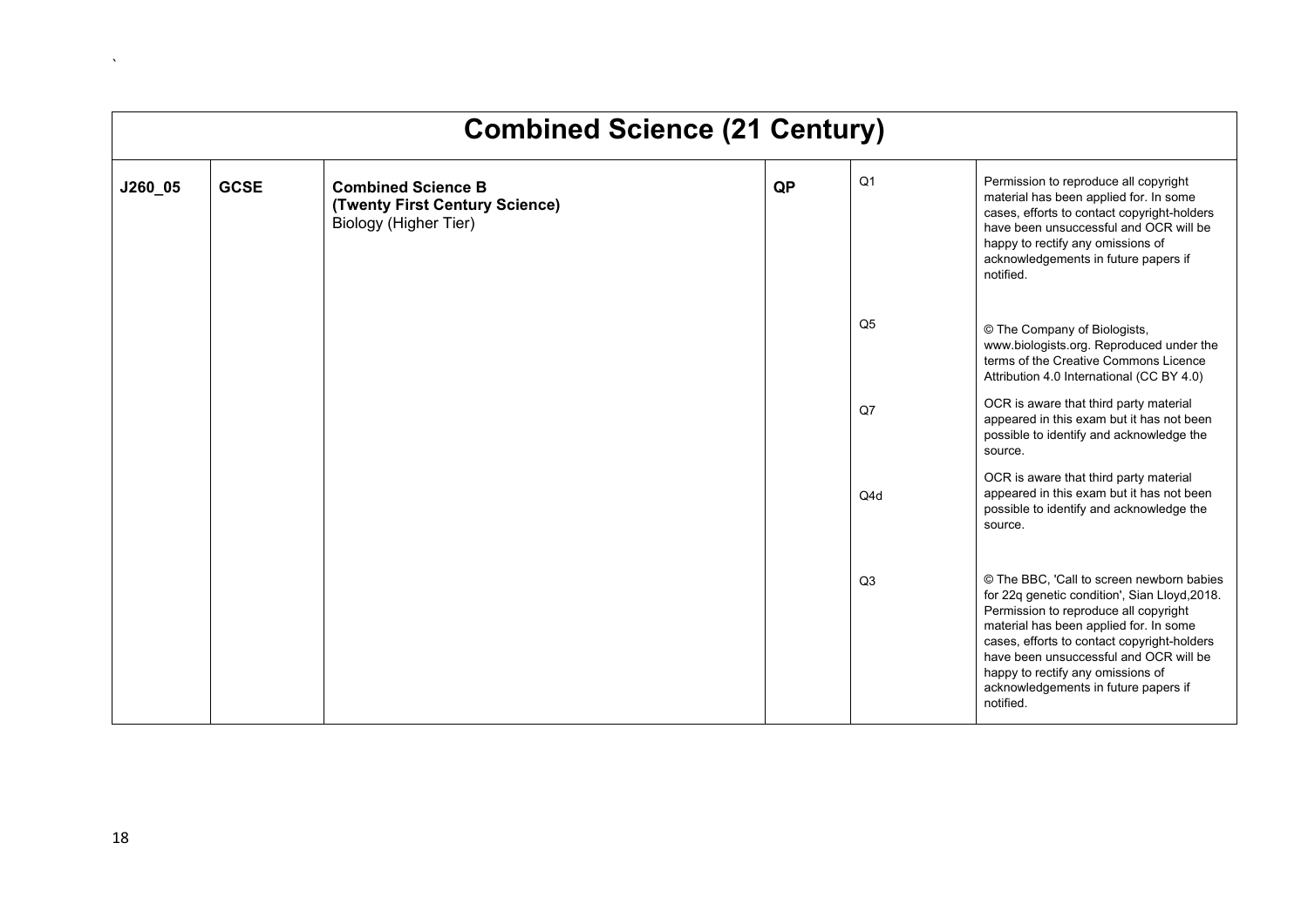| Combined Science (21 Century) | | | | | |
|---|---|---|---|---|---|
| **J260_05** | **GCSE** | **Combined Science B (Twenty First Century Science)** Biology (Higher Tier) | **QP** | Q1 | Permission to reproduce all copyright material has been applied for. In some cases, efforts to contact copyright-holders have been unsuccessful and OCR will be happy to rectify any omissions of acknowledgements in future papers if notified. |
| | | | | Q5 | © The Company of Biologists, www.biologists.org. Reproduced under the terms of the Creative Commons Licence Attribution 4.0 International (CC BY 4.0) |
| | | | | Q7 | OCR is aware that third party material appeared in this exam but it has not been possible to identify and acknowledge the source. |
| | | | | Q4d | OCR is aware that third party material appeared in this exam but it has not been possible to identify and acknowledge the source. |
| | | | | Q3 | © The BBC, 'Call to screen newborn babies for 22q genetic condition', Sian Lloyd,2018. Permission to reproduce all copyright material has been applied for. In some cases, efforts to contact copyright-holders have been unsuccessful and OCR will be happy to rectify any omissions of acknowledgements in future papers if notified. |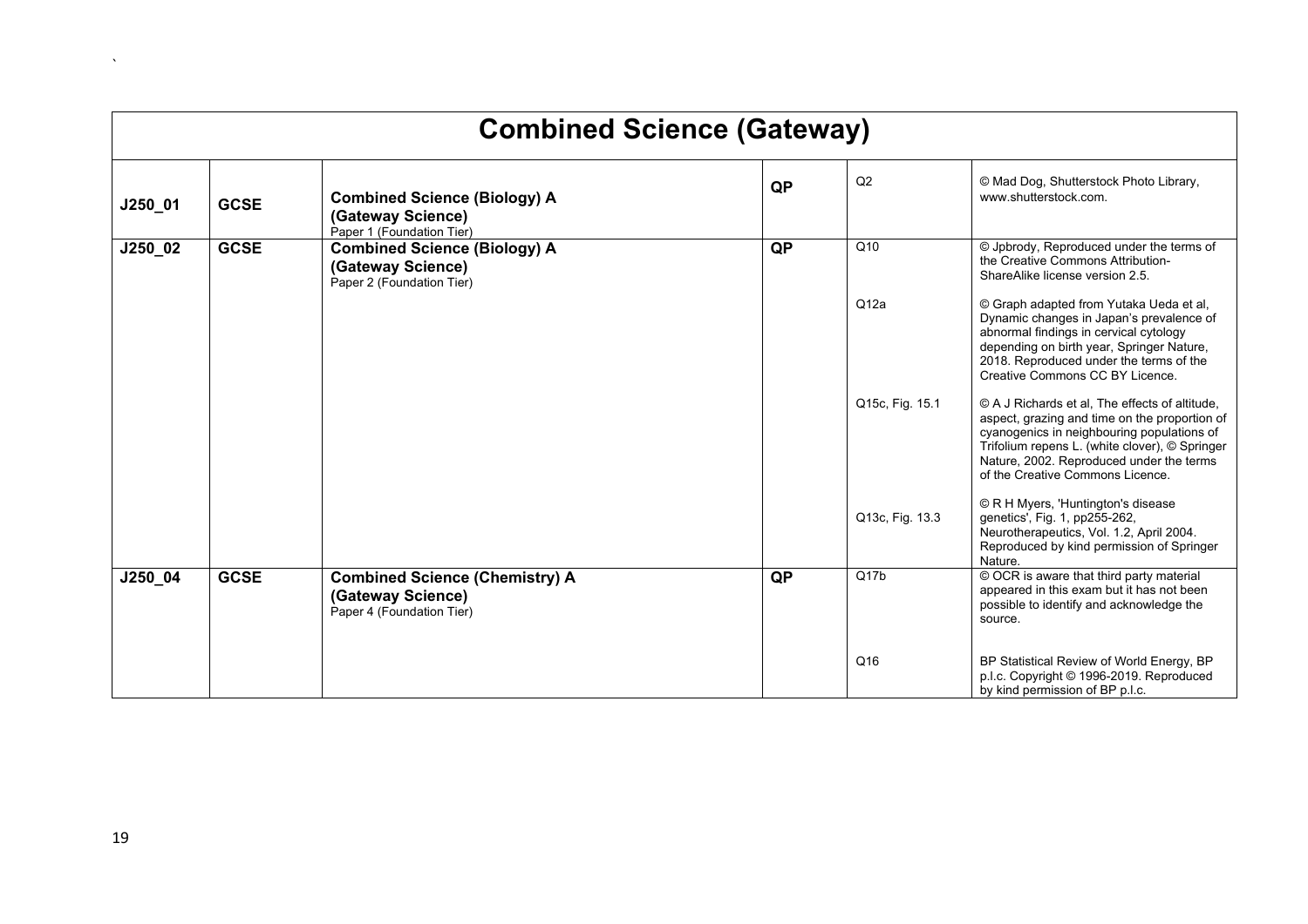| Combined Science (Gateway) | | | | | |
|---|---|---|---|---|---|
| J250_01 | GCSE | **Combined Science (Biology) A (Gateway Science)** Paper 1 (Foundation Tier) | QP | Q2 | © Mad Dog, Shutterstock Photo Library, www.shutterstock.com. |
| J250_02 | GCSE | **Combined Science (Biology) A (Gateway Science)** Paper 2 (Foundation Tier) | QP | Q10 | © Jpbrody, Reproduced under the terms of the Creative Commons Attribution-ShareAlike license version 2.5. |
| | | | | Q12a | © Graph adapted from Yutaka Ueda et al, Dynamic changes in Japan's prevalence of abnormal findings in cervical cytology depending on birth year, Springer Nature, 2018. Reproduced under the terms of the Creative Commons CC BY Licence. |
| | | | | Q15c, Fig. 15.1 | © A J Richards et al, The effects of altitude, aspect, grazing and time on the proportion of cyanogenics in neighbouring populations of Trifolium repens L. (white clover), © Springer Nature, 2002. Reproduced under the terms of the Creative Commons Licence. |
| | | | | Q13c, Fig. 13.3 | © R H Myers, 'Huntington's disease genetics', Fig. 1, pp255-262, Neurotherapeutics, Vol. 1.2, April 2004. Reproduced by kind permission of Springer Nature. |
| J250_04 | GCSE | **Combined Science (Chemistry) A (Gateway Science)** Paper 4 (Foundation Tier) | QP | Q17b | © OCR is aware that third party material appeared in this exam but it has not been possible to identify and acknowledge the source. |
| | | | | Q16 | BP Statistical Review of World Energy, BP p.l.c. Copyright © 1996-2019. Reproduced by kind permission of BP p.l.c. |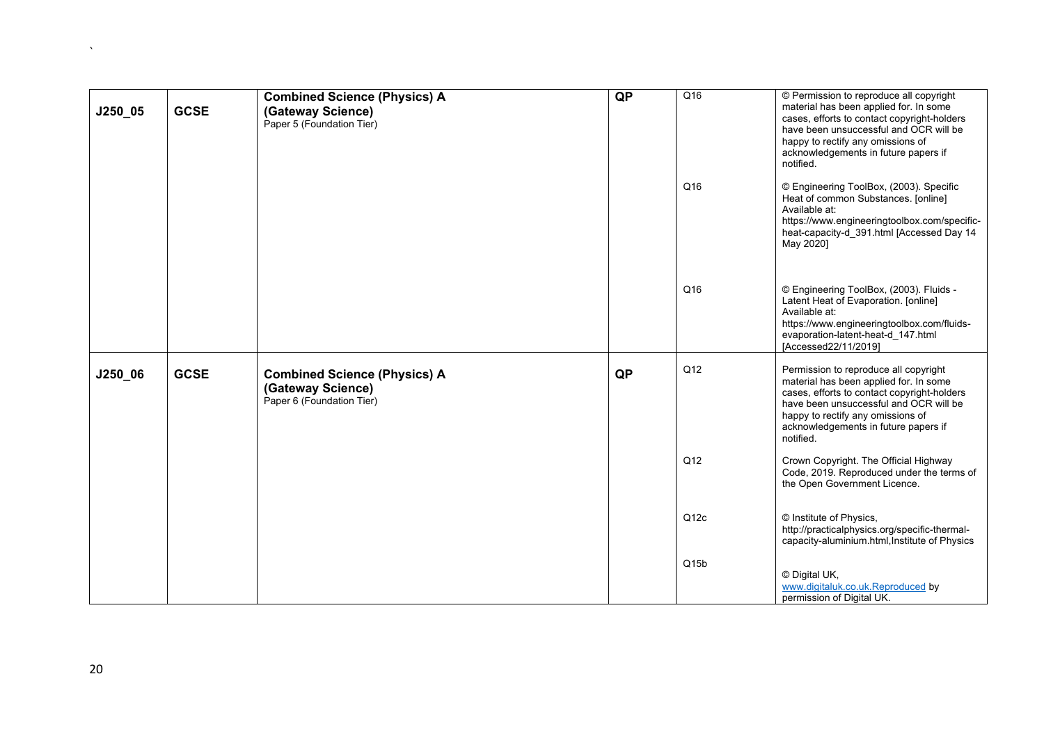| | | | | | |
|---|---|---|---|---|---|
| **J250_05** | **GCSE** | **Combined Science (Physics) A (Gateway Science)** Paper 5 (Foundation Tier) | **QP** | Q16 | © Permission to reproduce all copyright material has been applied for. In some cases, efforts to contact copyright-holders have been unsuccessful and OCR will be happy to rectify any omissions of acknowledgements in future papers if notified. |
| | | | | Q16 | © Engineering ToolBox, (2003). Specific Heat of common Substances. [online] Available at: https://www.engineeringtoolbox.com/specific-heat-capacity-d_391.html [Accessed Day 14 May 2020] |
| | | | | Q16 | © Engineering ToolBox, (2003). Fluids - Latent Heat of Evaporation. [online] Available at: https://www.engineeringtoolbox.com/fluids-evaporation-latent-heat-d_147.html [Accessed22/11/2019] |
| **J250_06** | **GCSE** | **Combined Science (Physics) A (Gateway Science)** Paper 6 (Foundation Tier) | **QP** | Q12 | Permission to reproduce all copyright material has been applied for. In some cases, efforts to contact copyright-holders have been unsuccessful and OCR will be happy to rectify any omissions of acknowledgements in future papers if notified. |
| | | | | Q12 | Crown Copyright. The Official Highway Code, 2019. Reproduced under the terms of the Open Government Licence. |
| | | | | Q12c | © Institute of Physics, http://practicalphysics.org/specific-thermal-capacity-aluminium.html,Institute of Physics |
| | | | | Q15b | © Digital UK, www.digitaluk.co.uk.Reproduced by permission of Digital UK. |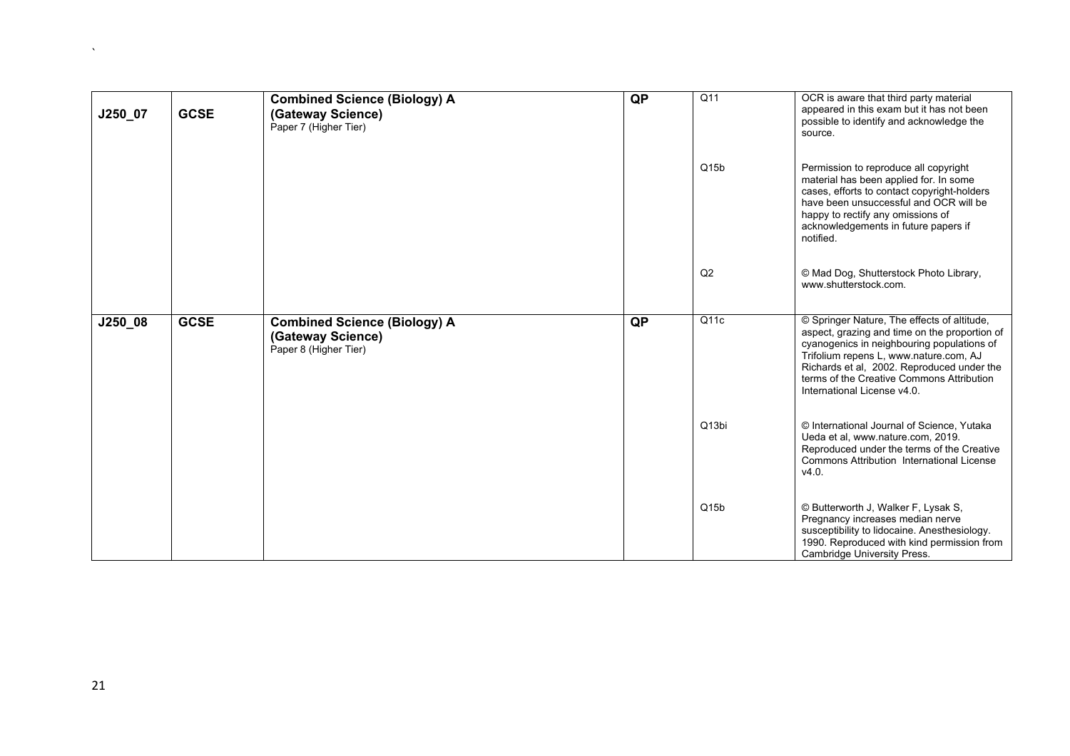| J250_07 | GCSE | **Combined Science (Biology) A (Gateway Science)** Paper 7 (Higher Tier) | QP | Q11 | OCR is aware that third party material appeared in this exam but it has not been possible to identify and acknowledge the source. |
|---|---|---|---|---|---|
| | | | | Q15b | Permission to reproduce all copyright material has been applied for. In some cases, efforts to contact copyright-holders have been unsuccessful and OCR will be happy to rectify any omissions of acknowledgements in future papers if notified. |
| | | | | Q2 | © Mad Dog, Shutterstock Photo Library, www.shutterstock.com. |
| J250_08 | GCSE | **Combined Science (Biology) A (Gateway Science)** Paper 8 (Higher Tier) | QP | Q11c | © Springer Nature, The effects of altitude, aspect, grazing and time on the proportion of cyanogenics in neighbouring populations of Trifolium repens L, www.nature.com, AJ Richards et al, 2002. Reproduced under the terms of the Creative Commons Attribution International License v4.0. |
| | | | | Q13bi | © International Journal of Science, Yutaka Ueda et al, www.nature.com, 2019. Reproduced under the terms of the Creative Commons Attribution International License v4.0. |
| | | | | Q15b | © Butterworth J, Walker F, Lysak S, Pregnancy increases median nerve susceptibility to lidocaine. Anesthesiology. 1990. Reproduced with kind permission from Cambridge University Press. |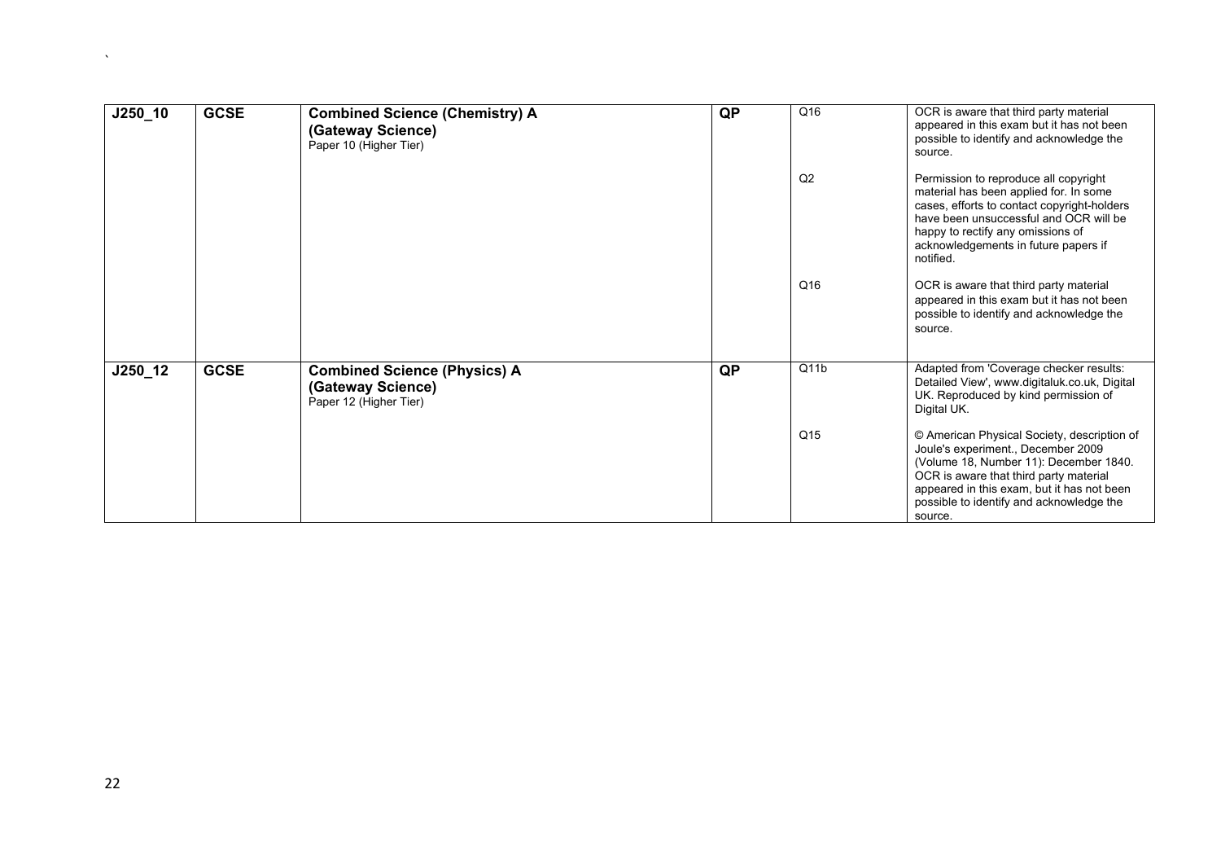| | | | | | |
|---|---|---|---|---|---|
| **J250_10** | **GCSE** | **Combined Science (Chemistry) A (Gateway Science)** Paper 10 (Higher Tier) | **QP** | Q16 | OCR is aware that third party material appeared in this exam but it has not been possible to identify and acknowledge the source. |
| | | | | Q2 | Permission to reproduce all copyright material has been applied for. In some cases, efforts to contact copyright-holders have been unsuccessful and OCR will be happy to rectify any omissions of acknowledgements in future papers if notified. |
| | | | | Q16 | OCR is aware that third party material appeared in this exam but it has not been possible to identify and acknowledge the source. |
| **J250_12** | **GCSE** | **Combined Science (Physics) A (Gateway Science)** Paper 12 (Higher Tier) | **QP** | Q11b | Adapted from 'Coverage checker results: Detailed View', www.digitaluk.co.uk, Digital UK. Reproduced by kind permission of Digital UK. |
| | | | | Q15 | © American Physical Society, description of Joule's experiment., December 2009 (Volume 18, Number 11): December 1840. OCR is aware that third party material appeared in this exam, but it has not been possible to identify and acknowledge the source. |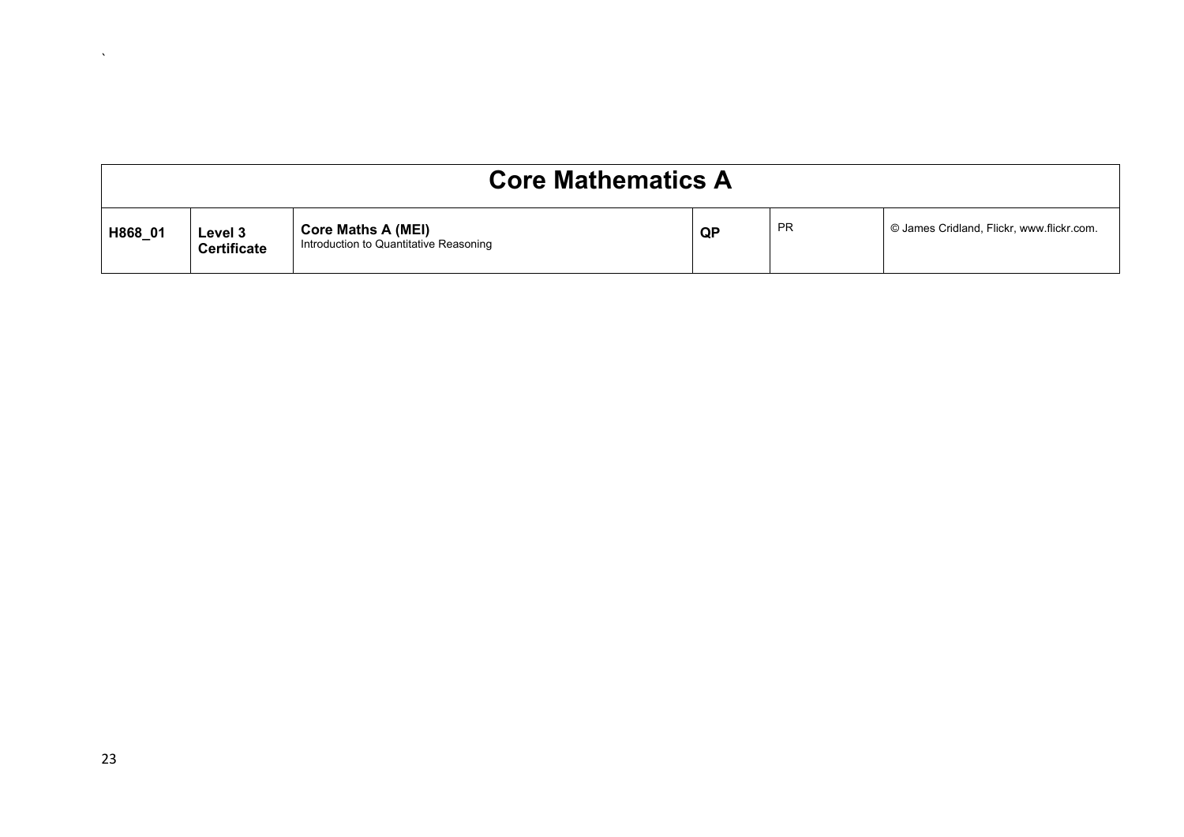| Core Mathematics A | | | | | |
|---|---|---|---|---|---|
| **H868_01** | **Level 3 Certificate** | **Core Maths A (MEI)** Introduction to Quantitative Reasoning | **QP** | PR | © James Cridland, Flickr, www.flickr.com. |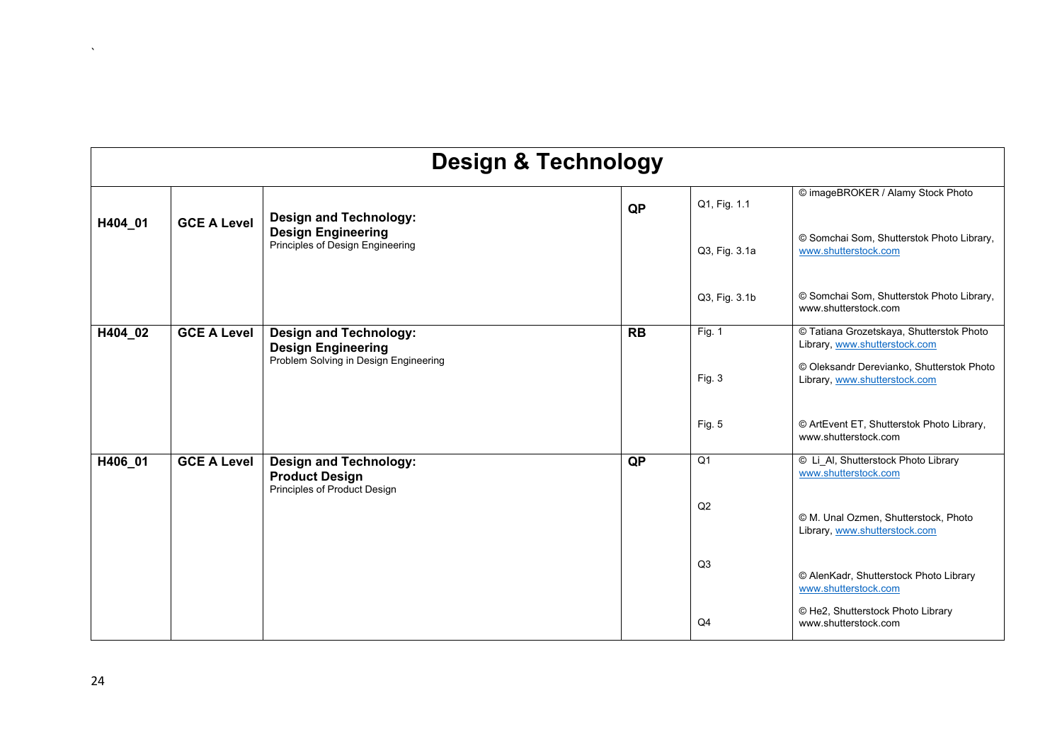# Design & Technology

| | | | | | |
|---|---|---|---|---|---|
| H404_01 | GCE A Level | **Design and Technology: Design Engineering** Principles of Design Engineering | QP | Q1, Fig. 1.1 | © imageBROKER / Alamy Stock Photo |
| | | | | Q3, Fig. 3.1a | © Somchai Som, Shutterstok Photo Library, www.shutterstock.com |
| | | | | Q3, Fig. 3.1b | © Somchai Som, Shutterstok Photo Library, www.shutterstock.com |
| H404_02 | GCE A Level | **Design and Technology: Design Engineering** Problem Solving in Design Engineering | RB | Fig. 1 | © Tatiana Grozetskaya, Shutterstok Photo Library, www.shutterstock.com |
| | | | | Fig. 3 | © Oleksandr Derevianko, Shutterstok Photo Library, www.shutterstock.com |
| | | | | Fig. 5 | © ArtEvent ET, Shutterstok Photo Library, www.shutterstock.com |
| H406_01 | GCE A Level | **Design and Technology: Product Design** Principles of Product Design | QP | Q1 | © Li_Al, Shutterstock Photo Library www.shutterstock.com |
| | | | | Q2 | © M. Unal Ozmen, Shutterstock, Photo Library, www.shutterstock.com |
| | | | | Q3 | © AlenKadr, Shutterstock Photo Library www.shutterstock.com |
| | | | | Q4 | © He2, Shutterstock Photo Library www.shutterstock.com |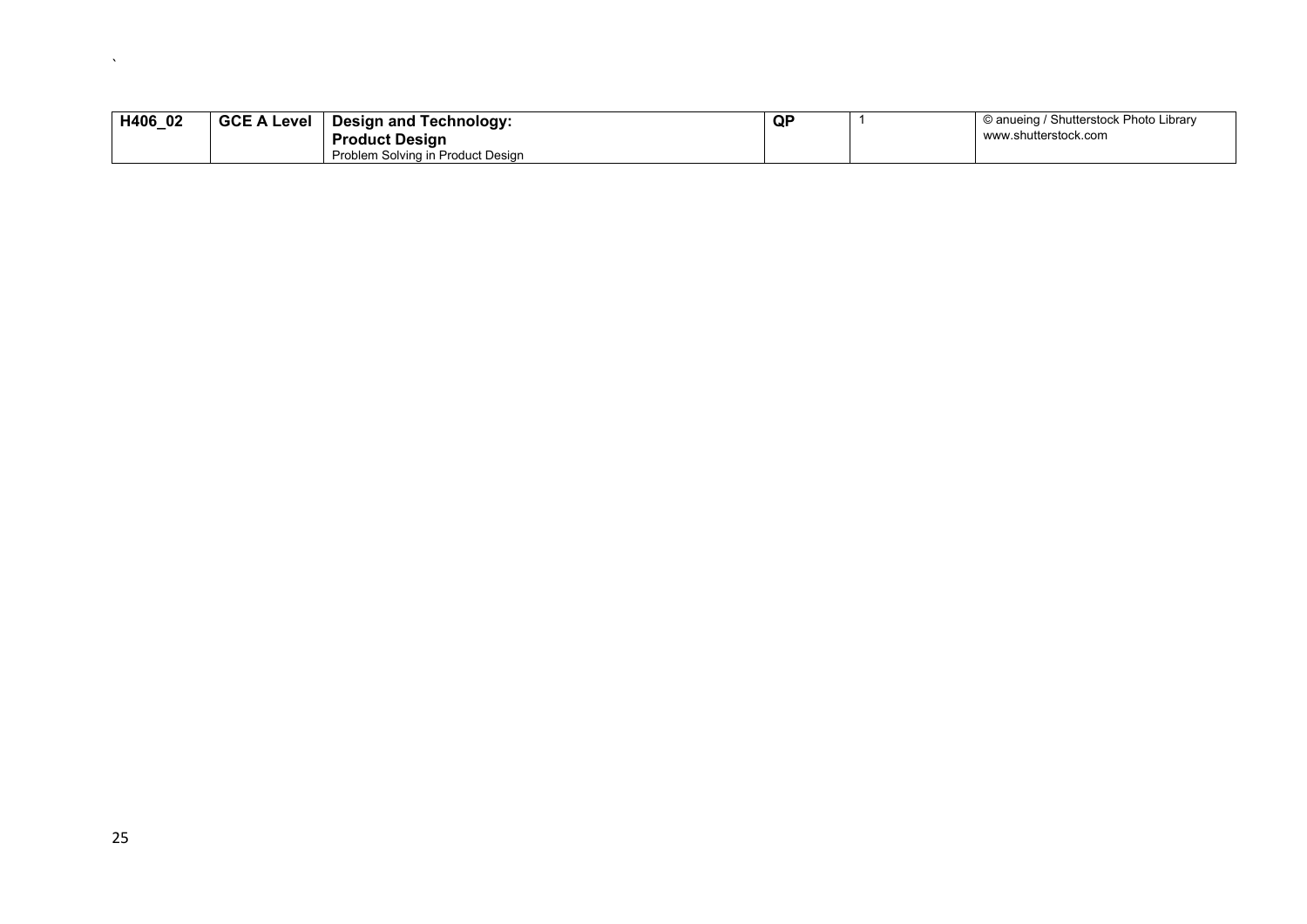| H406_02 | GCE A Level | **Design and Technology: Product Design** Problem Solving in Product Design | QP | 1 | © anueing / Shutterstock Photo Library www.shutterstock.com |
|---|---|---|---|---|---|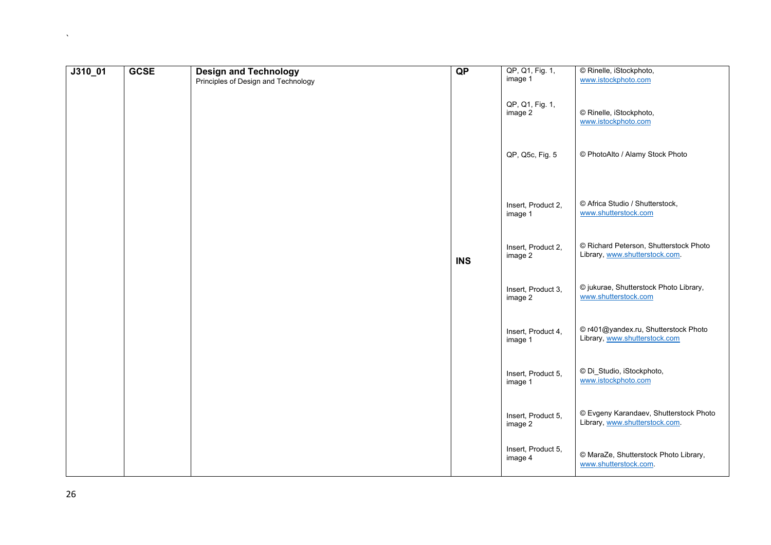| | | | | | |
|---|---|---|---|---|---|
| J310_01 | GCSE | **Design and Technology** Principles of Design and Technology | QP | QP, Q1, Fig. 1, image 1 | © Rinelle, iStockphoto, www.istockphoto.com |
| | | | | QP, Q1, Fig. 1, image 2 | © Rinelle, iStockphoto, www.istockphoto.com |
| | | | | QP, Q5c, Fig. 5 | © PhotoAlto / Alamy Stock Photo |
| | | | INS | Insert, Product 2, image 1 | © Africa Studio / Shutterstock, www.shutterstock.com |
| | | | | Insert, Product 2, image 2 | © Richard Peterson, Shutterstock Photo Library, www.shutterstock.com. |
| | | | | Insert, Product 3, image 2 | © jukurae, Shutterstock Photo Library, www.shutterstock.com |
| | | | | Insert, Product 4, image 1 | © r401@yandex.ru, Shutterstock Photo Library, www.shutterstock.com |
| | | | | Insert, Product 5, image 1 | © Di_Studio, iStockphoto, www.istockphoto.com |
| | | | | Insert, Product 5, image 2 | © Evgeny Karandaev, Shutterstock Photo Library, www.shutterstock.com. |
| | | | | Insert, Product 5, image 4 | © MaraZe, Shutterstock Photo Library, www.shutterstock.com. |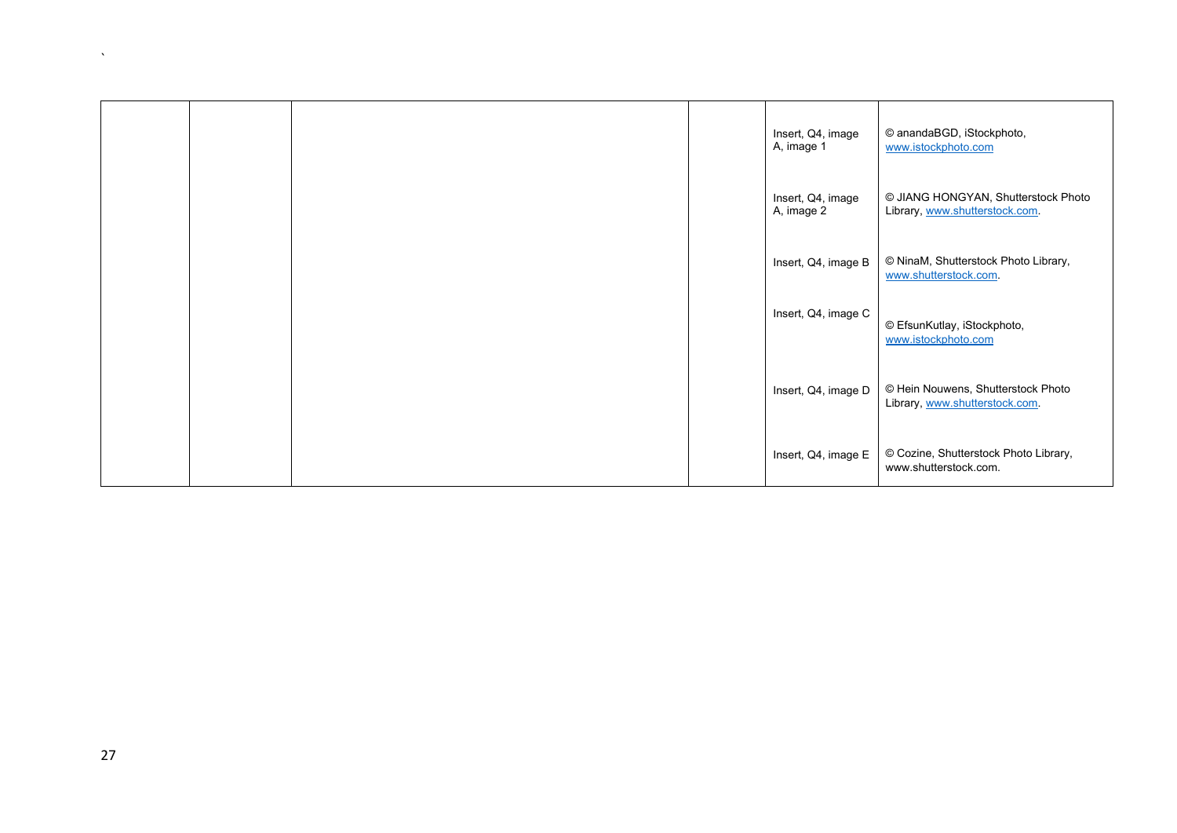| | | | | | |
|---|---|---|---|---|---|
| | | | | Insert, Q4, image A, image 1 | © anandaBGD, iStockphoto, www.istockphoto.com |
| | | | | Insert, Q4, image A, image 2 | © JIANG HONGYAN, Shutterstock Photo Library, www.shutterstock.com. |
| | | | | Insert, Q4, image B | © NinaM, Shutterstock Photo Library, www.shutterstock.com. |
| | | | | Insert, Q4, image C | © EfsunKutlay, iStockphoto, www.istockphoto.com |
| | | | | Insert, Q4, image D | © Hein Nouwens, Shutterstock Photo Library, www.shutterstock.com. |
| | | | | Insert, Q4, image E | © Cozine, Shutterstock Photo Library, www.shutterstock.com. |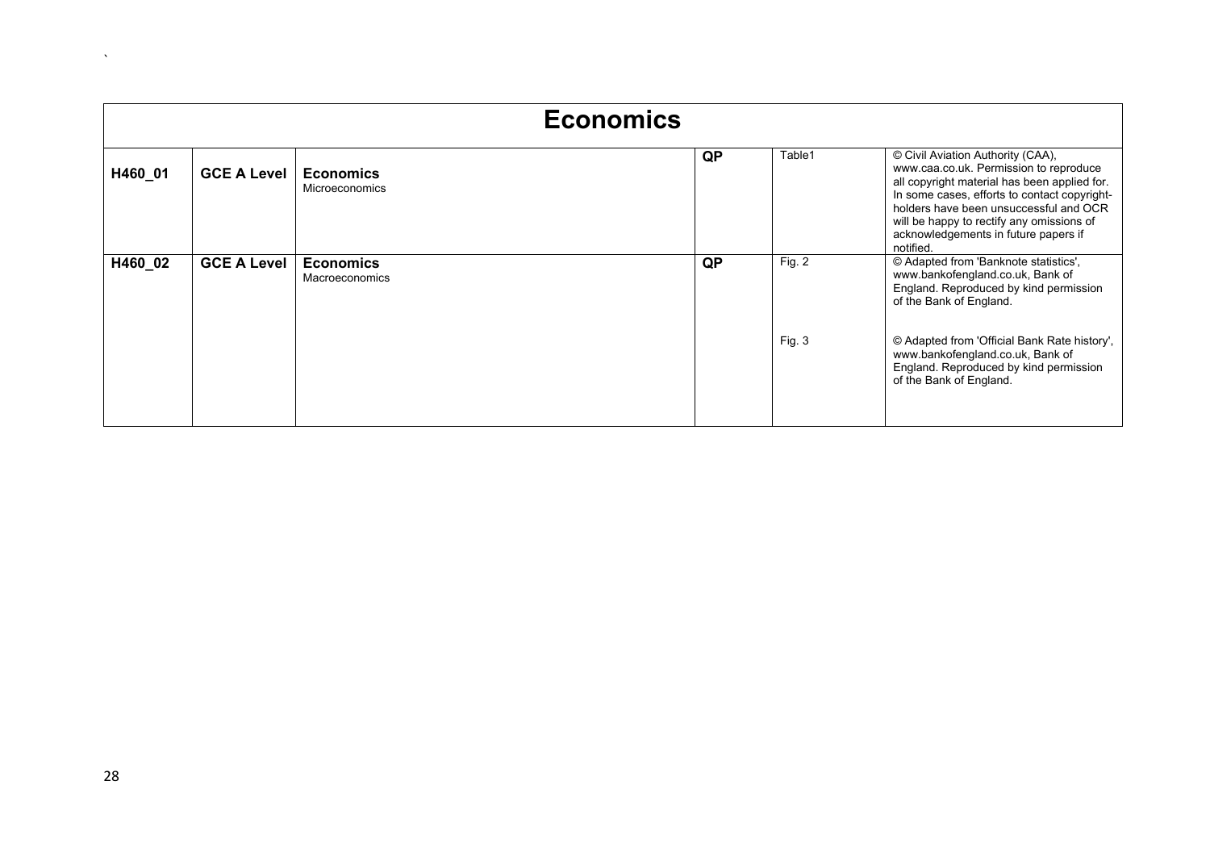| Economics | | | | | |
|---|---|---|---|---|---|
| **H460_01** | **GCE A Level** | **Economics** Microeconomics | **QP** | Table1 | © Civil Aviation Authority (CAA), www.caa.co.uk. Permission to reproduce all copyright material has been applied for. In some cases, efforts to contact copyright-holders have been unsuccessful and OCR will be happy to rectify any omissions of acknowledgements in future papers if notified. |
| **H460_02** | **GCE A Level** | **Economics** Macroeconomics | **QP** | Fig. 2 | © Adapted from 'Banknote statistics', www.bankofengland.co.uk, Bank of England. Reproduced by kind permission of the Bank of England. |
| | | | | Fig. 3 | © Adapted from 'Official Bank Rate history', www.bankofengland.co.uk, Bank of England. Reproduced by kind permission of the Bank of England. |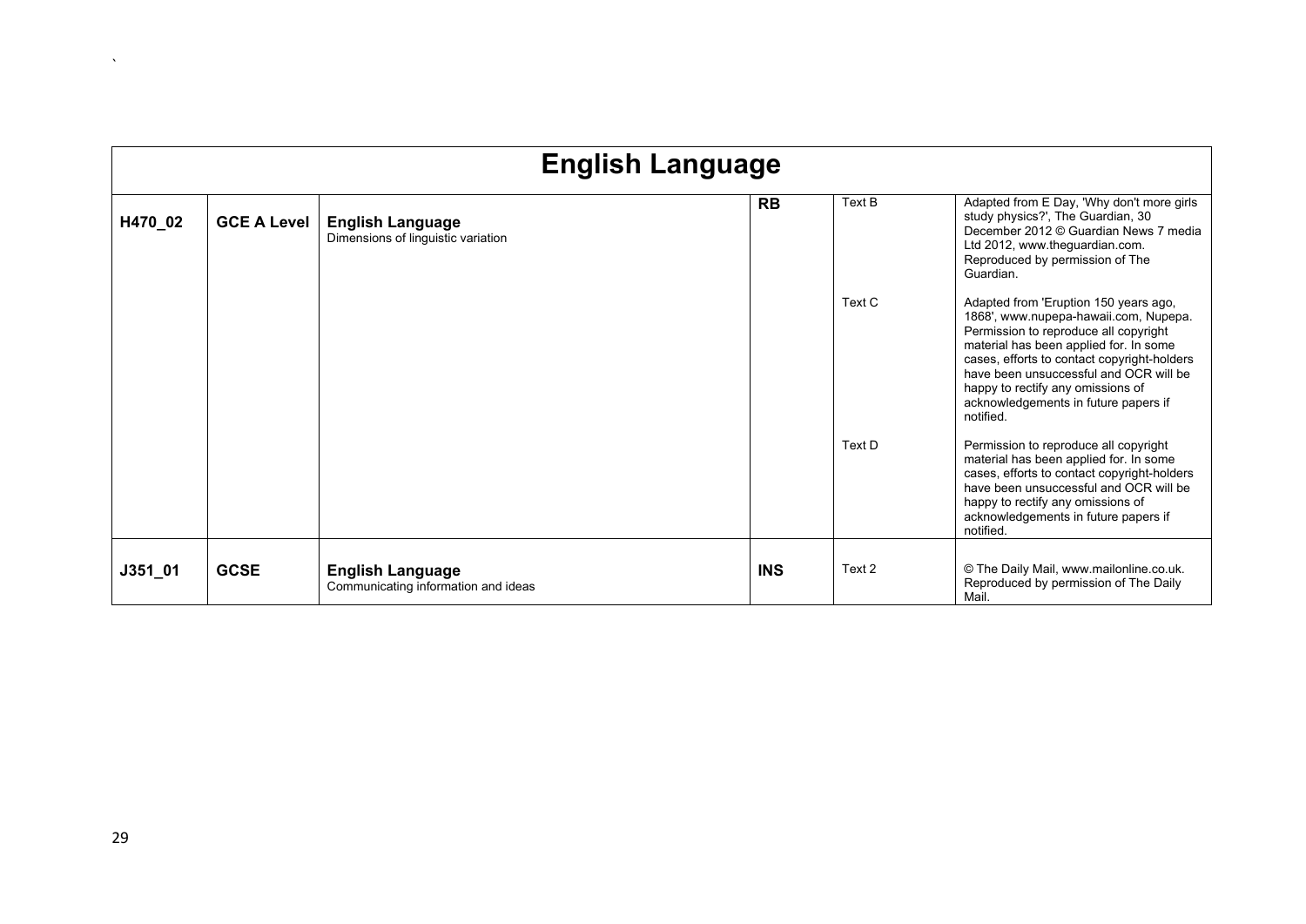# English Language

| | | | | | |
|---|---|---|---|---|---|
| **H470_02** | **GCE A Level** | **English Language** Dimensions of linguistic variation | **RB** | Text B | Adapted from E Day, 'Why don't more girls study physics?', The Guardian, 30 December 2012 © Guardian News 7 media Ltd 2012, www.theguardian.com. Reproduced by permission of The Guardian. |
| | | | | Text C | Adapted from 'Eruption 150 years ago, 1868', www.nupepa-hawaii.com, Nupepa. Permission to reproduce all copyright material has been applied for. In some cases, efforts to contact copyright-holders have been unsuccessful and OCR will be happy to rectify any omissions of acknowledgements in future papers if notified. |
| | | | | Text D | Permission to reproduce all copyright material has been applied for. In some cases, efforts to contact copyright-holders have been unsuccessful and OCR will be happy to rectify any omissions of acknowledgements in future papers if notified. |
| **J351_01** | **GCSE** | **English Language** Communicating information and ideas | **INS** | Text 2 | © The Daily Mail, www.mailonline.co.uk. Reproduced by permission of The Daily Mail. |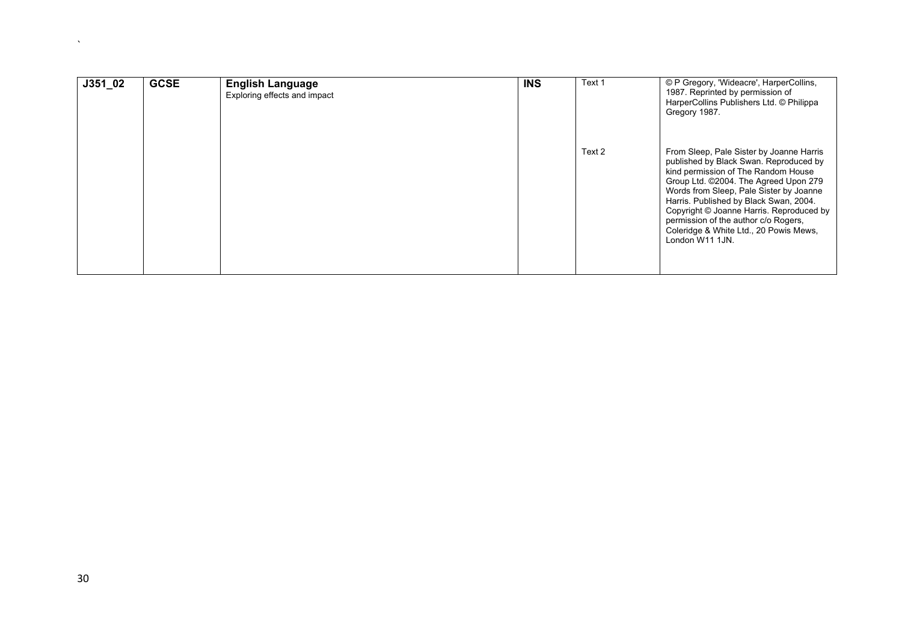`

| J351_02 | GCSE | **English Language** Exploring effects and impact | INS | Text 1 | © P Gregory, 'Wideacre', HarperCollins, 1987. Reprinted by permission of HarperCollins Publishers Ltd. © Philippa Gregory 1987. |
|---|---|---|---|---|---|
| | | | | Text 2 | From Sleep, Pale Sister by Joanne Harris published by Black Swan. Reproduced by kind permission of The Random House Group Ltd. ©2004. The Agreed Upon 279 Words from Sleep, Pale Sister by Joanne Harris. Published by Black Swan, 2004. Copyright © Joanne Harris. Reproduced by permission of the author c/o Rogers, Coleridge & White Ltd., 20 Powis Mews, London W11 1JN. |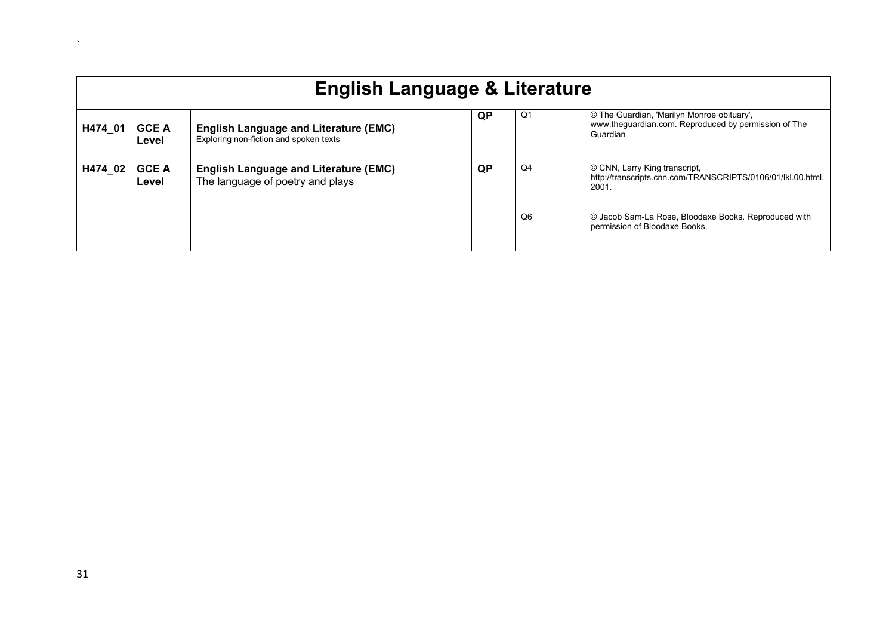# English Language & Literature

| | | | | | |
|---|---|---|---|---|---|
| H474_01 | GCE A Level | **English Language and Literature (EMC)** Exploring non-fiction and spoken texts | QP | Q1 | © The Guardian, 'Marilyn Monroe obituary', www.theguardian.com. Reproduced by permission of The Guardian |
| H474_02 | GCE A Level | **English Language and Literature (EMC)** The language of poetry and plays | QP | Q4 | © CNN, Larry King transcript, http://transcripts.cnn.com/TRANSCRIPTS/0106/01/lkl.00.html, 2001. |
| | | | | Q6 | © Jacob Sam-La Rose, Bloodaxe Books. Reproduced with permission of Bloodaxe Books. |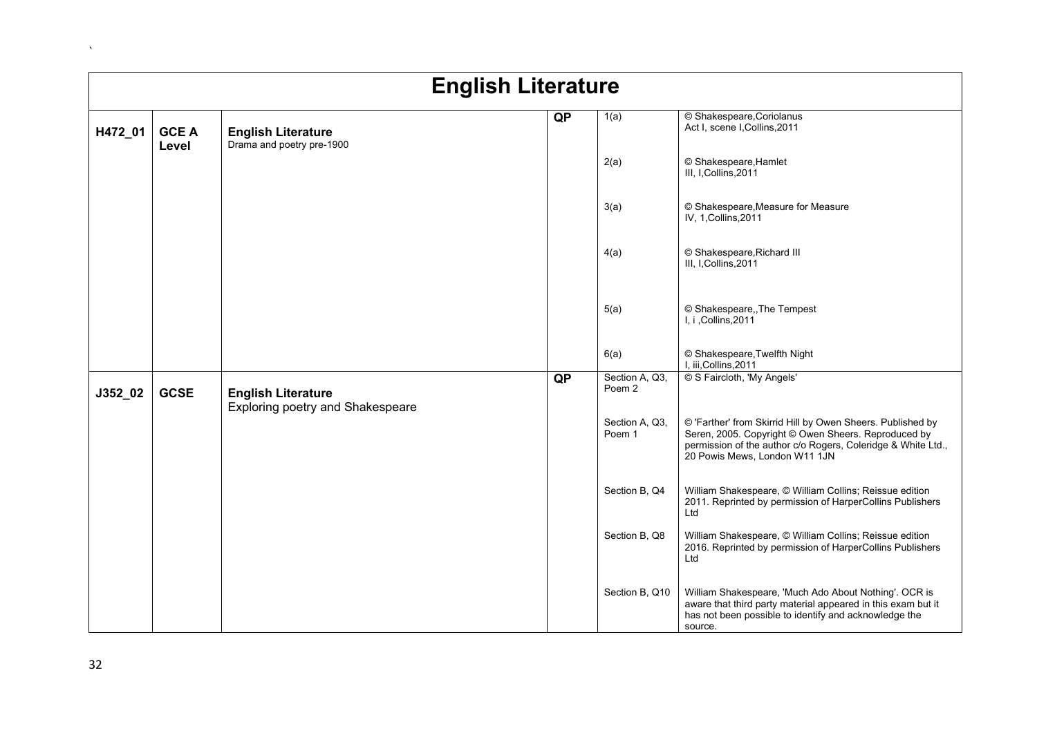| English Literature | | | | | |
|---|---|---|---|---|---|
| H472_01 | GCE A Level | **English Literature** Drama and poetry pre-1900 | QP | 1(a) | © Shakespeare,Coriolanus Act I, scene I,Collins,2011 |
| | | | | 2(a) | © Shakespeare,Hamlet III, I,Collins,2011 |
| | | | | 3(a) | © Shakespeare,Measure for Measure IV, 1,Collins,2011 |
| | | | | 4(a) | © Shakespeare,Richard III III, I,Collins,2011 |
| | | | | 5(a) | © Shakespeare,,The Tempest I, i ,Collins,2011 |
| | | | | 6(a) | © Shakespeare,Twelfth Night I, iii,Collins,2011 |
| J352_02 | GCSE | **English Literature** Exploring poetry and Shakespeare | QP | Section A, Q3, Poem 2 | © S Faircloth, 'My Angels' |
| | | | | Section A, Q3, Poem 1 | © 'Farther' from Skirrid Hill by Owen Sheers. Published by Seren, 2005. Copyright © Owen Sheers. Reproduced by permission of the author c/o Rogers, Coleridge & White Ltd., 20 Powis Mews, London W11 1JN |
| | | | | Section B, Q4 | William Shakespeare, © William Collins; Reissue edition 2011. Reprinted by permission of HarperCollins Publishers Ltd |
| | | | | Section B, Q8 | William Shakespeare, © William Collins; Reissue edition 2016. Reprinted by permission of HarperCollins Publishers Ltd |
| | | | | Section B, Q10 | William Shakespeare, 'Much Ado About Nothing'. OCR is aware that third party material appeared in this exam but it has not been possible to identify and acknowledge the source. |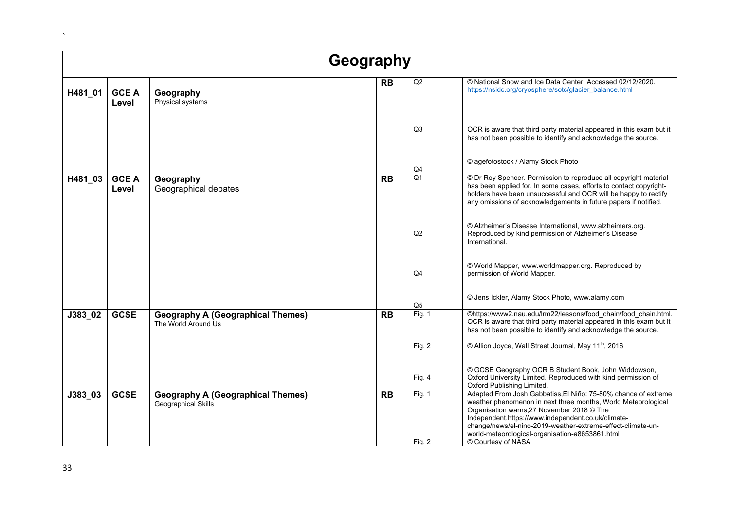| Geography | | | | | |
|---|---|---|---|---|---|
| H481_01 | GCE A Level | **Geography** Physical systems | RB | Q2 | © National Snow and Ice Data Center. Accessed 02/12/2020. https://nsidc.org/cryosphere/sotc/glacier_balance.html |
| | | | | Q3 | OCR is aware that third party material appeared in this exam but it has not been possible to identify and acknowledge the source. |
| | | | | Q4 | © agefotostock / Alamy Stock Photo |
| H481_03 | GCE A Level | **Geography** Geographical debates | RB | Q1 | © Dr Roy Spencer. Permission to reproduce all copyright material has been applied for. In some cases, efforts to contact copyright-holders have been unsuccessful and OCR will be happy to rectify any omissions of acknowledgements in future papers if notified. |
| | | | | Q2 | © Alzheimer's Disease International, www.alzheimers.org. Reproduced by kind permission of Alzheimer's Disease International. |
| | | | | Q4 | © World Mapper, www.worldmapper.org. Reproduced by permission of World Mapper. |
| | | | | Q5 | © Jens Ickler, Alamy Stock Photo, www.alamy.com |
| J383_02 | GCSE | **Geography A (Geographical Themes)** The World Around Us | RB | Fig. 1 | ©https://www2.nau.edu/lrm22/lessons/food_chain/food_chain.html. OCR is aware that third party material appeared in this exam but it has not been possible to identify and acknowledge the source. |
| | | | | Fig. 2 | © Allion Joyce, Wall Street Journal, May 11th, 2016 |
| | | | | Fig. 4 | © GCSE Geography OCR B Student Book, John Widdowson, Oxford University Limited. Reproduced with kind permission of Oxford Publishing Limited. |
| J383_03 | GCSE | **Geography A (Geographical Themes)** Geographical Skills | RB | Fig. 1 | Adapted From Josh Gabbatiss,El Niño: 75-80% chance of extreme weather phenomenon in next three months, World Meteorological Organisation warns,27 November 2018 © The Independent,https://www.independent.co.uk/climate-change/news/el-nino-2019-weather-extreme-effect-climate-un-world-meteorological-organisation-a8653861.html |
| | | | | Fig. 2 | © Courtesy of NASA |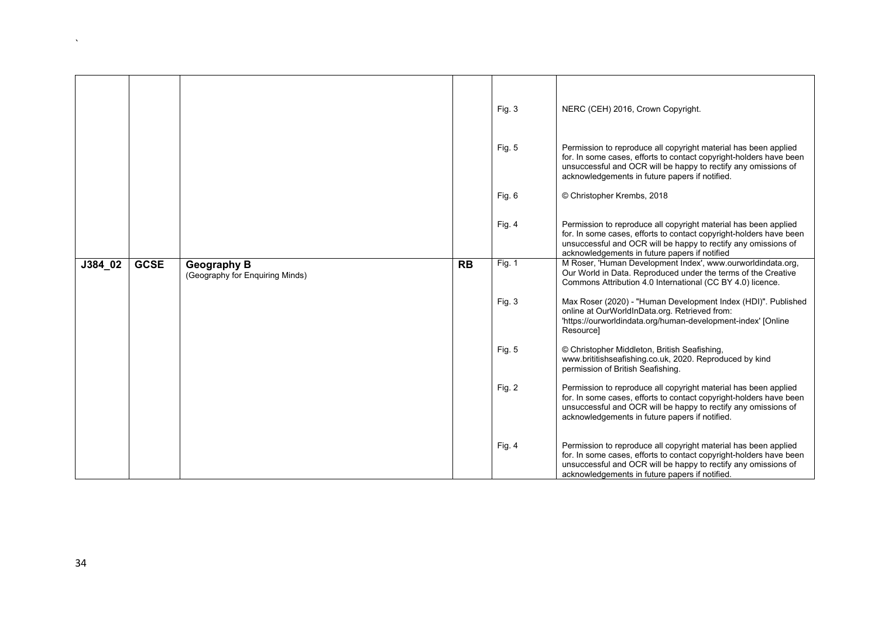|  |  |  |  |  |  |
|---|---|---|---|---|---|
|  |  |  |  | Fig. 3 | NERC (CEH) 2016, Crown Copyright. |
|  |  |  |  | Fig. 5 | Permission to reproduce all copyright material has been applied for. In some cases, efforts to contact copyright-holders have been unsuccessful and OCR will be happy to rectify any omissions of acknowledgements in future papers if notified. |
|  |  |  |  | Fig. 6 | © Christopher Krembs, 2018 |
|  |  |  |  | Fig. 4 | Permission to reproduce all copyright material has been applied for. In some cases, efforts to contact copyright-holders have been unsuccessful and OCR will be happy to rectify any omissions of acknowledgements in future papers if notified |
| **J384_02** | **GCSE** | **Geography B** (Geography for Enquiring Minds) | **RB** | Fig. 1 | M Roser, 'Human Development Index', www.ourworldindata.org, Our World in Data. Reproduced under the terms of the Creative Commons Attribution 4.0 International (CC BY 4.0) licence. |
|  |  |  |  | Fig. 3 | Max Roser (2020) - "Human Development Index (HDI)". Published online at OurWorldInData.org. Retrieved from: 'https://ourworldindata.org/human-development-index' [Online Resource] |
|  |  |  |  | Fig. 5 | © Christopher Middleton, British Seafishing, www.brititishseafishing.co.uk, 2020. Reproduced by kind permission of British Seafishing. |
|  |  |  |  | Fig. 2 | Permission to reproduce all copyright material has been applied for. In some cases, efforts to contact copyright-holders have been unsuccessful and OCR will be happy to rectify any omissions of acknowledgements in future papers if notified. |
|  |  |  |  | Fig. 4 | Permission to reproduce all copyright material has been applied for. In some cases, efforts to contact copyright-holders have been unsuccessful and OCR will be happy to rectify any omissions of acknowledgements in future papers if notified. |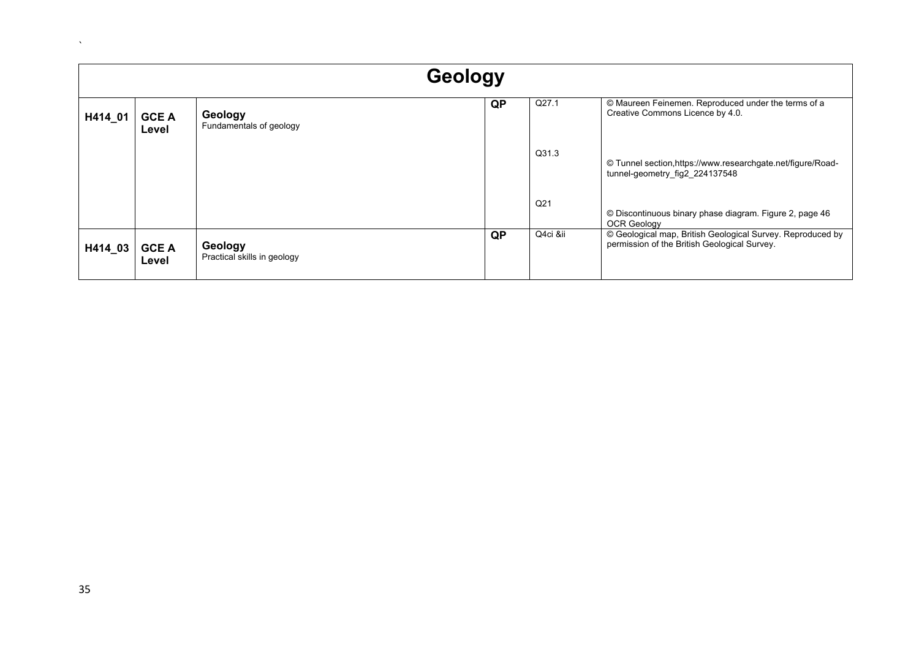| Geology | | | | | |
|---|---|---|---|---|---|
| H414_01 | GCE A Level | **Geology** Fundamentals of geology | QP | Q27.1 | © Maureen Feinemen. Reproduced under the terms of a Creative Commons Licence by 4.0. |
| | | | | Q31.3 | © Tunnel section,https://www.researchgate.net/figure/Road-tunnel-geometry_fig2_224137548 |
| | | | | Q21 | © Discontinuous binary phase diagram. Figure 2, page 46 OCR Geology |
| H414_03 | GCE A Level | **Geology** Practical skills in geology | QP | Q4ci &ii | © Geological map, British Geological Survey. Reproduced by permission of the British Geological Survey. |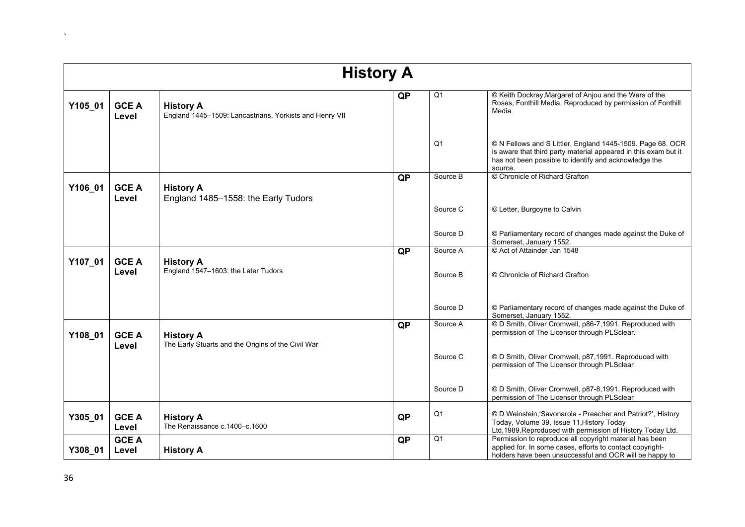| History A | | | | | |
|---|---|---|---|---|---|
| Y105_01 | GCE A Level | **History A** England 1445–1509: Lancastrians, Yorkists and Henry VII | QP | Q1 | © Keith Dockray,Margaret of Anjou and the Wars of the Roses, Fonthill Media. Reproduced by permission of Fonthill Media |
| | | | | Q1 | © N Fellows and S Littler, England 1445-1509. Page 68. OCR is aware that third party material appeared in this exam but it has not been possible to identify and acknowledge the source. |
| Y106_01 | GCE A Level | **History A** England 1485–1558: the Early Tudors | QP | Source B | © Chronicle of Richard Grafton |
| | | | | Source C | © Letter, Burgoyne to Calvin |
| | | | | Source D | © Parliamentary record of changes made against the Duke of Somerset, January 1552. |
| Y107_01 | GCE A Level | **History A** England 1547–1603: the Later Tudors | QP | Source A | © Act of Attainder Jan 1548 |
| | | | | Source B | © Chronicle of Richard Grafton |
| | | | | Source D | © Parliamentary record of changes made against the Duke of Somerset, January 1552. |
| Y108_01 | GCE A Level | **History A** The Early Stuarts and the Origins of the Civil War | QP | Source A | © D Smith, Oliver Cromwell, p86-7,1991. Reproduced with permission of The Licensor through PLSclear. |
| | | | | Source C | © D Smith, Oliver Cromwell, p87,1991. Reproduced with permission of The Licensor through PLSclear |
| | | | | Source D | © D Smith, Oliver Cromwell, p87-8,1991. Reproduced with permission of The Licensor through PLSclear |
| Y305_01 | GCE A Level | **History A** The Renaissance c.1400–c.1600 | QP | Q1 | © D Weinstein,'Savonarola - Preacher and Patriot?', History Today, Volume 39, Issue 11,History Today Ltd,1989.Reproduced with permission of History Today Ltd. |
| Y308_01 | GCE A Level | **History A** | QP | Q1 | Permission to reproduce all copyright material has been applied for. In some cases, efforts to contact copyright-holders have been unsuccessful and OCR will be happy to |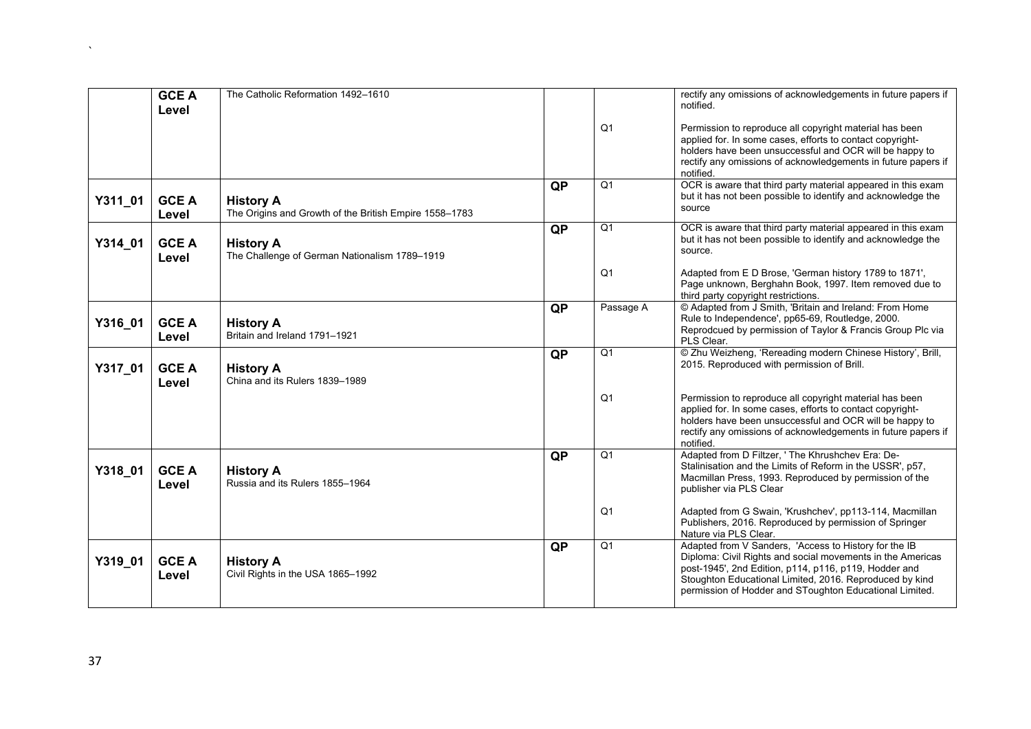| | | | | | |
|---|---|---|---|---|---|
| | **GCE A Level** | The Catholic Reformation 1492–1610 | | | rectify any omissions of acknowledgements in future papers if notified. |
| | | | | Q1 | Permission to reproduce all copyright material has been applied for. In some cases, efforts to contact copyright-holders have been unsuccessful and OCR will be happy to rectify any omissions of acknowledgements in future papers if notified. |
| **Y311_01** | **GCE A Level** | **History A** The Origins and Growth of the British Empire 1558–1783 | **QP** | Q1 | OCR is aware that third party material appeared in this exam but it has not been possible to identify and acknowledge the source |
| **Y314_01** | **GCE A Level** | **History A** The Challenge of German Nationalism 1789–1919 | **QP** | Q1 | OCR is aware that third party material appeared in this exam but it has not been possible to identify and acknowledge the source. |
| | | | | Q1 | Adapted from E D Brose, 'German history 1789 to 1871', Page unknown, Berghahn Book, 1997. Item removed due to third party copyright restrictions. |
| **Y316_01** | **GCE A Level** | **History A** Britain and Ireland 1791–1921 | **QP** | Passage A | © Adapted from J Smith, 'Britain and Ireland: From Home Rule to Independence', pp65-69, Routledge, 2000. Reprodcued by permission of Taylor & Francis Group Plc via PLS Clear. |
| **Y317_01** | **GCE A Level** | **History A** China and its Rulers 1839–1989 | **QP** | Q1 | © Zhu Weizheng, 'Rereading modern Chinese History', Brill, 2015. Reproduced with permission of Brill. |
| | | | | Q1 | Permission to reproduce all copyright material has been applied for. In some cases, efforts to contact copyright-holders have been unsuccessful and OCR will be happy to rectify any omissions of acknowledgements in future papers if notified. |
| **Y318_01** | **GCE A Level** | **History A** Russia and its Rulers 1855–1964 | **QP** | Q1 | Adapted from D Filtzer, ' The Khrushchev Era: De-Stalinisation and the Limits of Reform in the USSR', p57, Macmillan Press, 1993. Reproduced by permission of the publisher via PLS Clear |
| | | | | Q1 | Adapted from G Swain, 'Krushchev', pp113-114, Macmillan Publishers, 2016. Reproduced by permission of Springer Nature via PLS Clear. |
| **Y319_01** | **GCE A Level** | **History A** Civil Rights in the USA 1865–1992 | **QP** | Q1 | Adapted from V Sanders, 'Access to History for the IB Diploma: Civil Rights and social movements in the Americas post-1945', 2nd Edition, p114, p116, p119, Hodder and Stoughton Educational Limited, 2016. Reproduced by kind permission of Hodder and SToughton Educational Limited. |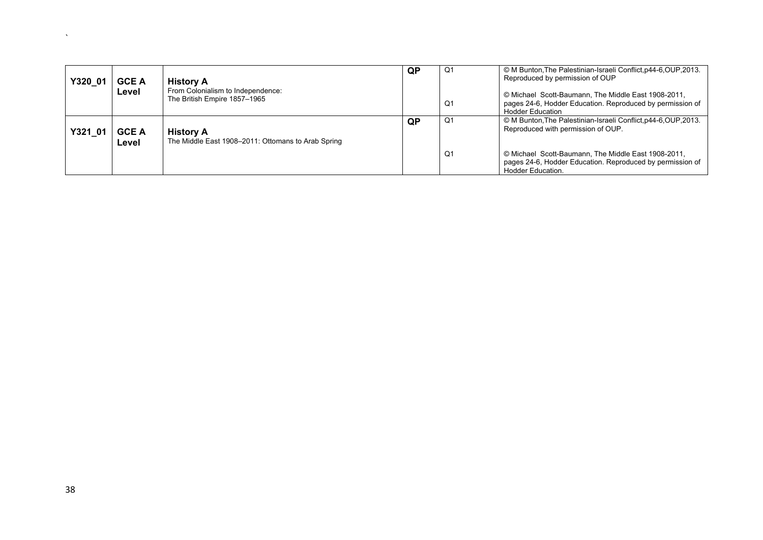| Y320_01 | GCE A Level | **History A** From Colonialism to Independence: The British Empire 1857–1965 | QP | Q1 | © M Bunton,The Palestinian-Israeli Conflict,p44-6,OUP,2013. Reproduced by permission of OUP |
|---|---|---|---|---|---|
| | | | | Q1 | © Michael Scott-Baumann, The Middle East 1908-2011, pages 24-6, Hodder Education. Reproduced by permission of Hodder Education |
| Y321_01 | GCE A Level | **History A** The Middle East 1908–2011: Ottomans to Arab Spring | QP | Q1 | © M Bunton,The Palestinian-Israeli Conflict,p44-6,OUP,2013. Reproduced with permission of OUP. |
| | | | | Q1 | © Michael Scott-Baumann, The Middle East 1908-2011, pages 24-6, Hodder Education. Reproduced by permission of Hodder Education. |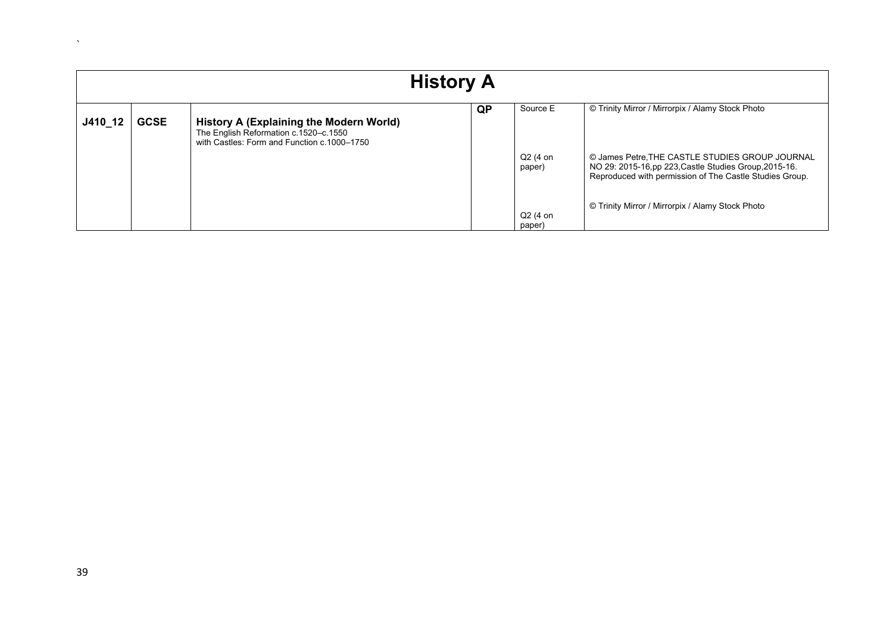| History A | | | | | |
|---|---|---|---|---|---|
| J410_12 | GCSE | **History A (Explaining the Modern World)** The English Reformation c.1520–c.1550 with Castles: Form and Function c.1000–1750 | **QP** | Source E | © Trinity Mirror / Mirrorpix / Alamy Stock Photo |
| | | | | Q2 (4 on paper) | © James Petre,THE CASTLE STUDIES GROUP JOURNAL NO 29: 2015-16,pp 223,Castle Studies Group,2015-16. Reproduced with permission of The Castle Studies Group. |
| | | | | Q2 (4 on paper) | © Trinity Mirror / Mirrorpix / Alamy Stock Photo |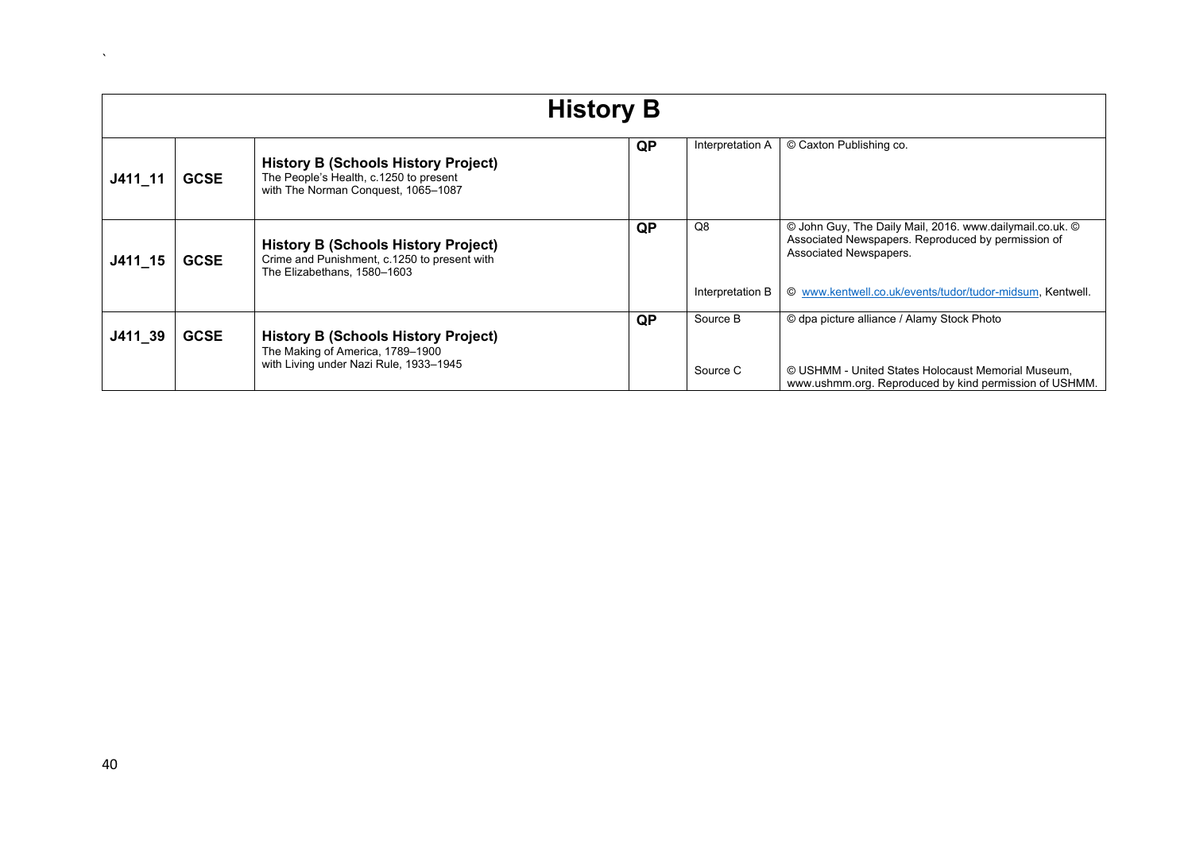| History B | | | | | |
|---|---|---|---|---|---|
| J411_11 | GCSE | **History B (Schools History Project)**<br>The People's Health, c.1250 to present with The Norman Conquest, 1065–1087 | QP | Interpretation A | © Caxton Publishing co. |
| J411_15 | GCSE | **History B (Schools History Project)**<br>Crime and Punishment, c.1250 to present with The Elizabethans, 1580–1603 | QP | Q8 | © John Guy, The Daily Mail, 2016. www.dailymail.co.uk. © Associated Newspapers. Reproduced by permission of Associated Newspapers. |
| | | | | Interpretation B | © www.kentwell.co.uk/events/tudor/tudor-midsum, Kentwell. |
| J411_39 | GCSE | **History B (Schools History Project)**<br>The Making of America, 1789–1900 with Living under Nazi Rule, 1933–1945 | QP | Source B | © dpa picture alliance / Alamy Stock Photo |
| | | | | Source C | © USHMM - United States Holocaust Memorial Museum, www.ushmm.org. Reproduced by kind permission of USHMM. |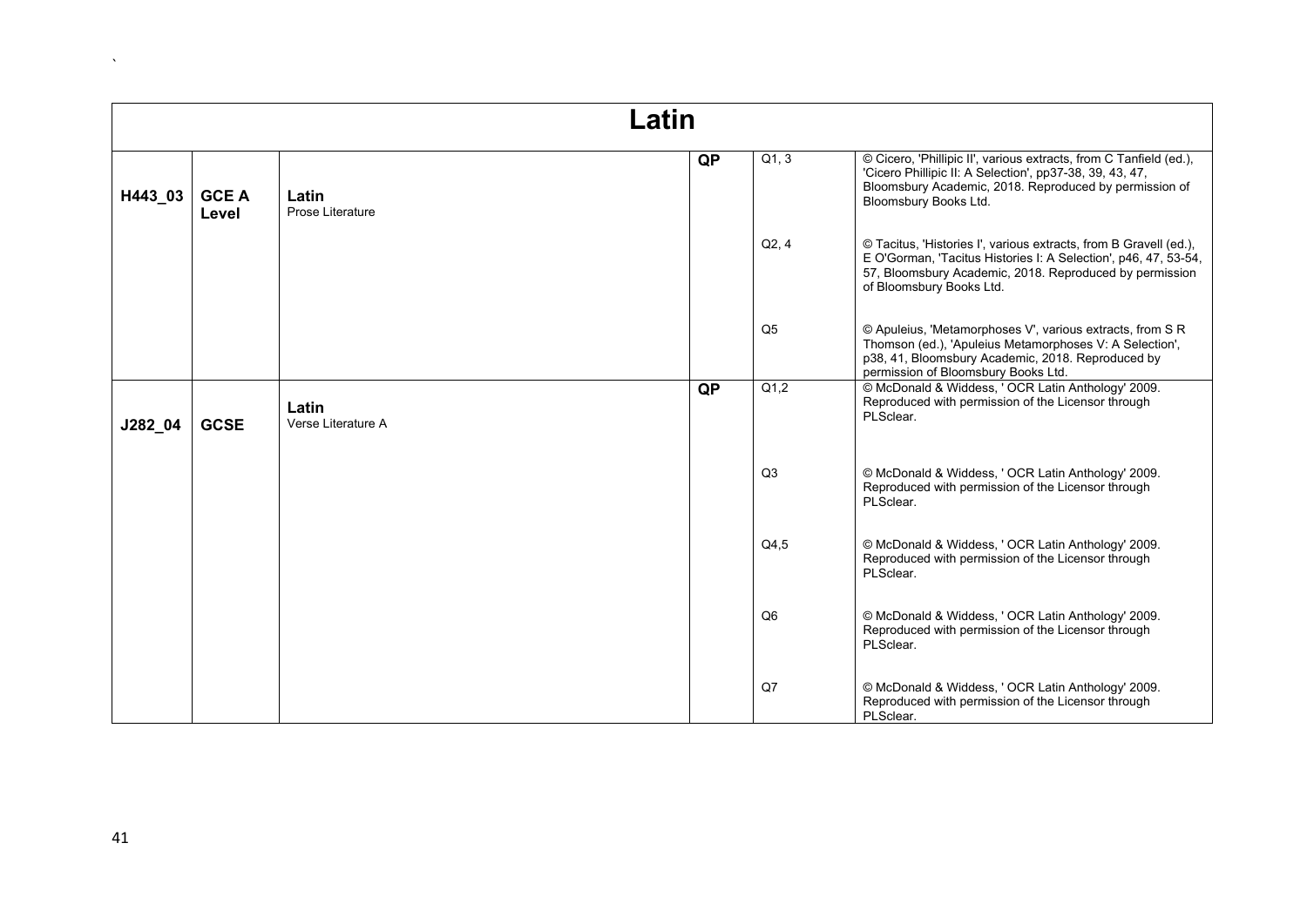| Latin | | | | | |
|---|---|---|---|---|---|
| **H443_03** | **GCE A Level** | **Latin** Prose Literature | **QP** | Q1, 3 | © Cicero, 'Phillipic II', various extracts, from C Tanfield (ed.), 'Cicero Phillipic II: A Selection', pp37-38, 39, 43, 47, Bloomsbury Academic, 2018. Reproduced by permission of Bloomsbury Books Ltd. |
| | | | | Q2, 4 | © Tacitus, 'Histories I', various extracts, from B Gravell (ed.), E O'Gorman, 'Tacitus Histories I: A Selection', p46, 47, 53-54, 57, Bloomsbury Academic, 2018. Reproduced by permission of Bloomsbury Books Ltd. |
| | | | | Q5 | © Apuleius, 'Metamorphoses V', various extracts, from S R Thomson (ed.), 'Apuleius Metamorphoses V: A Selection', p38, 41, Bloomsbury Academic, 2018. Reproduced by permission of Bloomsbury Books Ltd. |
| **J282_04** | **GCSE** | **Latin** Verse Literature A | **QP** | Q1,2 | © McDonald & Widdess, ' OCR Latin Anthology' 2009. Reproduced with permission of the Licensor through PLSclear. |
| | | | | Q3 | © McDonald & Widdess, ' OCR Latin Anthology' 2009. Reproduced with permission of the Licensor through PLSclear. |
| | | | | Q4,5 | © McDonald & Widdess, ' OCR Latin Anthology' 2009. Reproduced with permission of the Licensor through PLSclear. |
| | | | | Q6 | © McDonald & Widdess, ' OCR Latin Anthology' 2009. Reproduced with permission of the Licensor through PLSclear. |
| | | | | Q7 | © McDonald & Widdess, ' OCR Latin Anthology' 2009. Reproduced with permission of the Licensor through PLSclear. |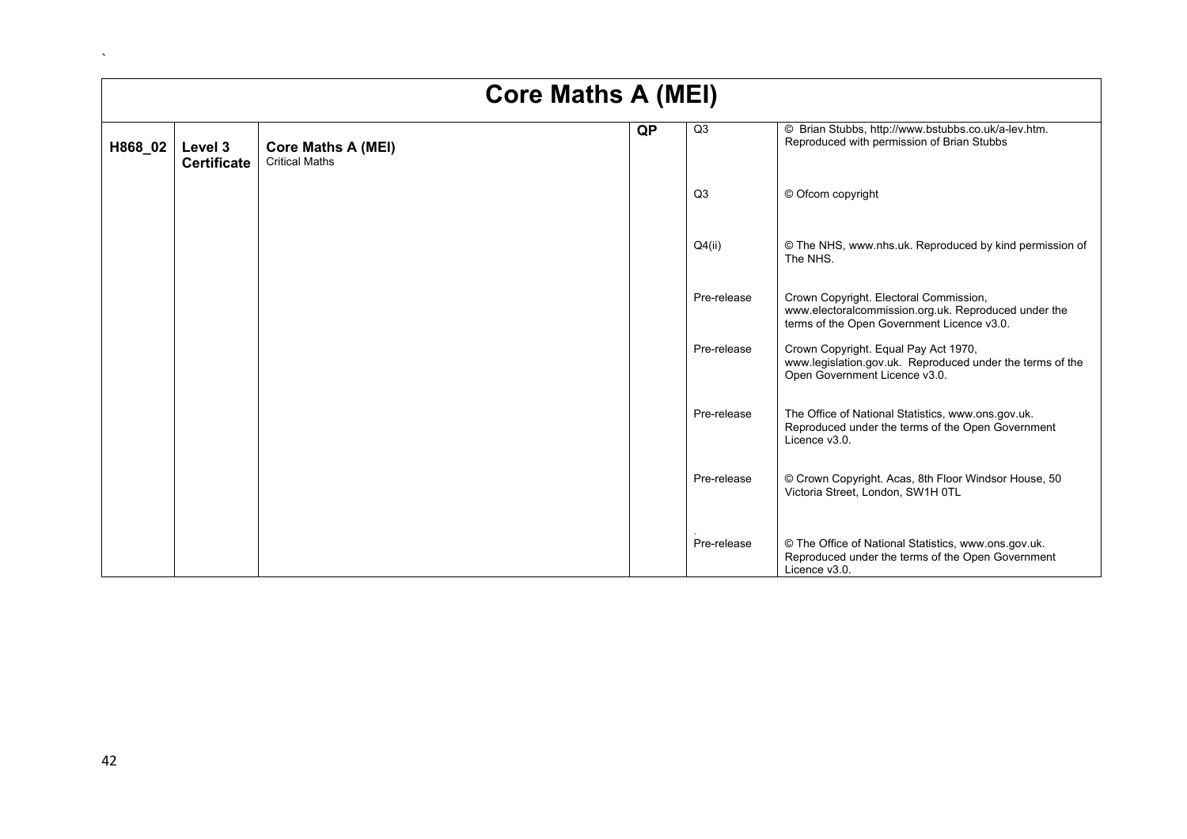# Core Maths A (MEI)

| | | | | | |
|---|---|---|---|---|---|
| **H868_02** | **Level 3 Certificate** | **Core Maths A (MEI)** Critical Maths | **QP** | Q3 | © Brian Stubbs, http://www.bstubbs.co.uk/a-lev.htm. Reproduced with permission of Brian Stubbs |
| | | | | Q3 | © Ofcom copyright |
| | | | | Q4(ii) | © The NHS, www.nhs.uk. Reproduced by kind permission of The NHS. |
| | | | | Pre-release | Crown Copyright. Electoral Commission, www.electoralcommission.org.uk. Reproduced under the terms of the Open Government Licence v3.0. |
| | | | | Pre-release | Crown Copyright. Equal Pay Act 1970, www.legislation.gov.uk. Reproduced under the terms of the Open Government Licence v3.0. |
| | | | | Pre-release | The Office of National Statistics, www.ons.gov.uk. Reproduced under the terms of the Open Government Licence v3.0. |
| | | | | Pre-release | © Crown Copyright. Acas, 8th Floor Windsor House, 50 Victoria Street, London, SW1H 0TL |
| | | | | Pre-release | © The Office of National Statistics, www.ons.gov.uk. Reproduced under the terms of the Open Government Licence v3.0. |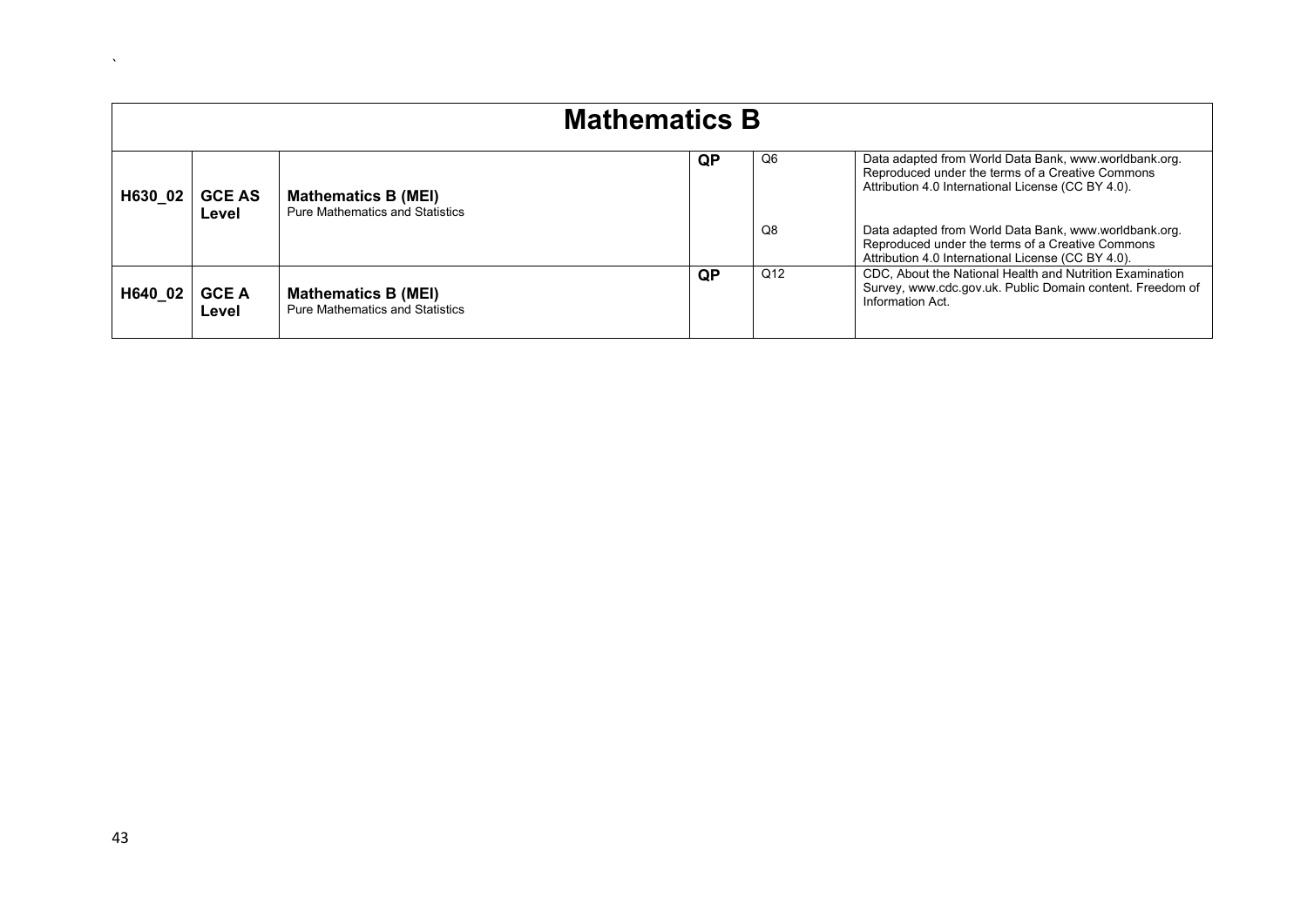| Mathematics B | | | | | |
|---|---|---|---|---|---|
| **H630_02** | **GCE AS Level** | **Mathematics B (MEI)** Pure Mathematics and Statistics | **QP** | Q6 | Data adapted from World Data Bank, www.worldbank.org. Reproduced under the terms of a Creative Commons Attribution 4.0 International License (CC BY 4.0). |
| | | | | Q8 | Data adapted from World Data Bank, www.worldbank.org. Reproduced under the terms of a Creative Commons Attribution 4.0 International License (CC BY 4.0). |
| **H640_02** | **GCE A Level** | **Mathematics B (MEI)** Pure Mathematics and Statistics | **QP** | Q12 | CDC, About the National Health and Nutrition Examination Survey, www.cdc.gov.uk. Public Domain content. Freedom of Information Act. |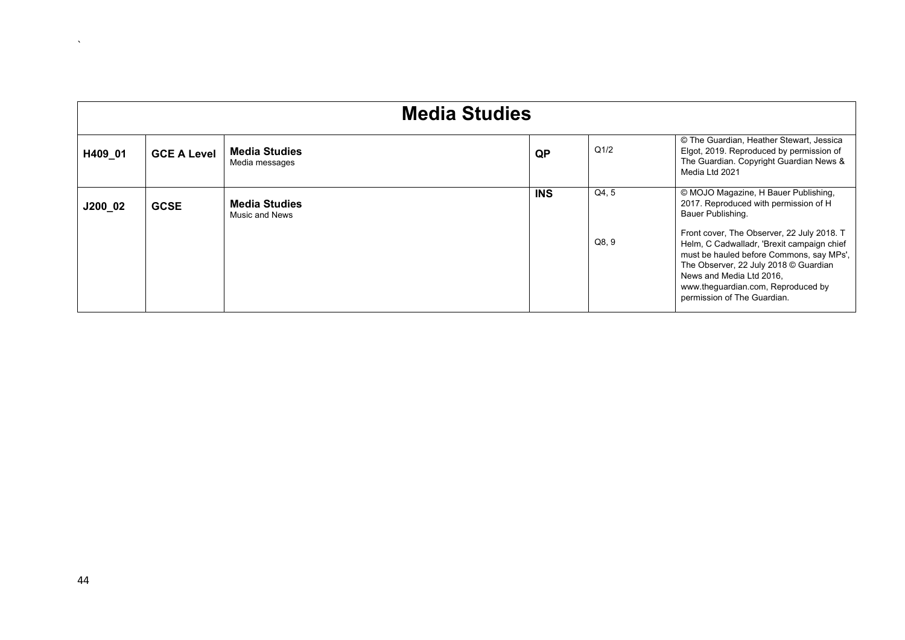| Media Studies | | | | | |
|---|---|---|---|---|---|
| H409_01 | GCE A Level | **Media Studies** Media messages | QP | Q1/2 | © The Guardian, Heather Stewart, Jessica Elgot, 2019. Reproduced by permission of The Guardian. Copyright Guardian News & Media Ltd 2021 |
| J200_02 | GCSE | **Media Studies** Music and News | INS | Q4, 5 | © MOJO Magazine, H Bauer Publishing, 2017. Reproduced with permission of H Bauer Publishing. |
| | | | | Q8, 9 | Front cover, The Observer, 22 July 2018. T Helm, C Cadwalladr, 'Brexit campaign chief must be hauled before Commons, say MPs', The Observer, 22 July 2018 © Guardian News and Media Ltd 2016, www.theguardian.com, Reproduced by permission of The Guardian. |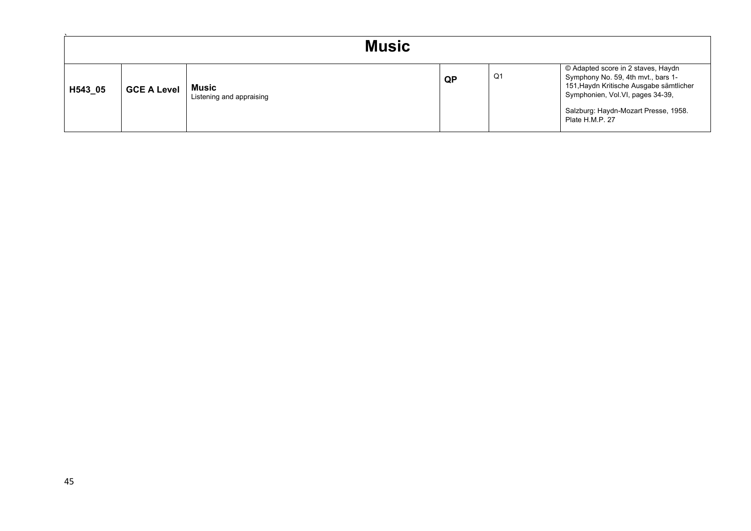| Music | | | | | |
|---|---|---|---|---|---|
| **H543_05** | **GCE A Level** | **Music**<br>Listening and appraising | **QP** | Q1 | © Adapted score in 2 staves, Haydn Symphony No. 59, 4th mvt., bars 1-151,Haydn Kritische Ausgabe sämtlicher Symphonien, Vol.VI, pages 34-39,<br><br>Salzburg: Haydn-Mozart Presse, 1958. Plate H.M.P. 27 |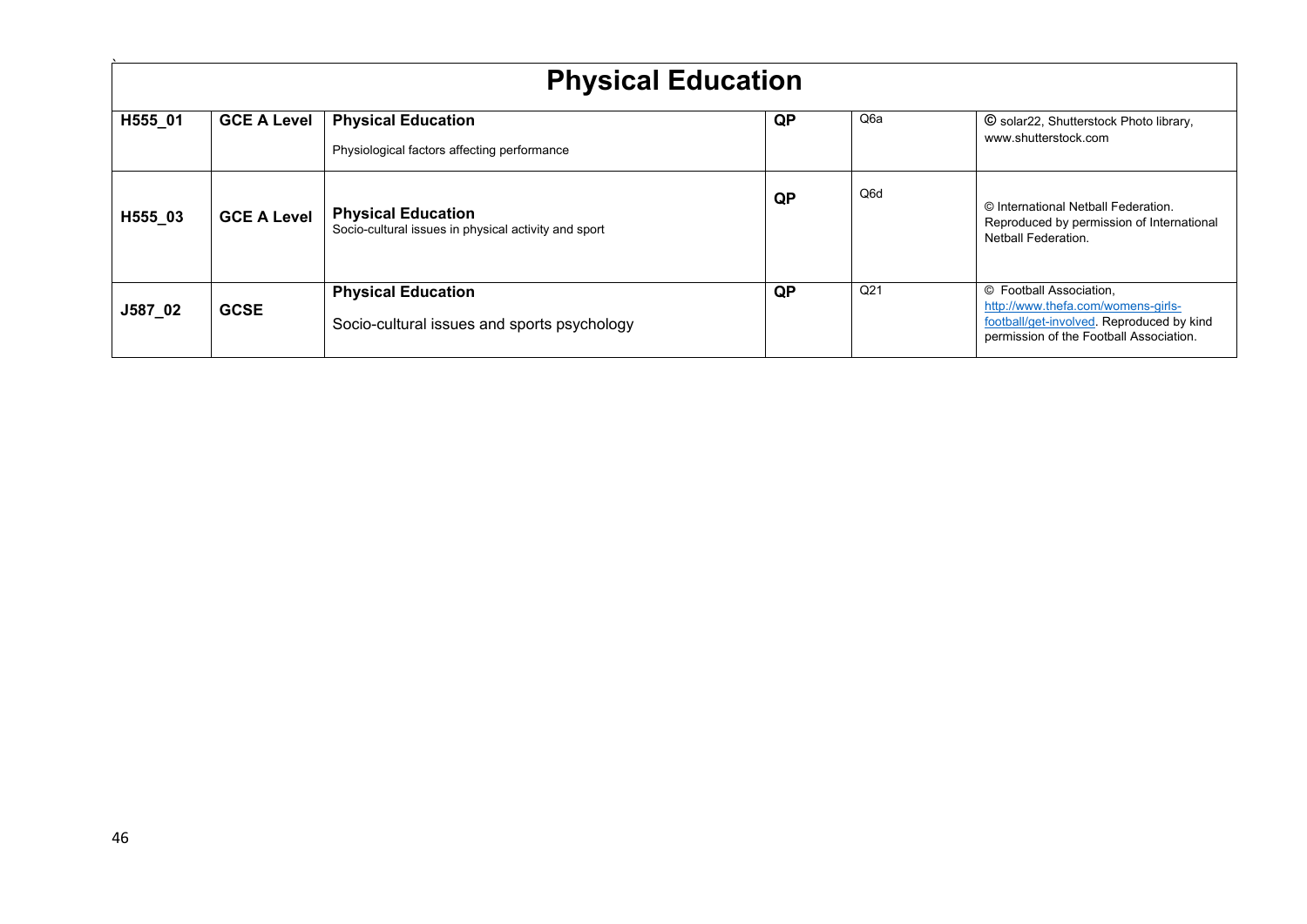# Physical Education

| | | | | | |
|---|---|---|---|---|---|
| **H555_01** | **GCE A Level** | **Physical Education**<br>Physiological factors affecting performance | **QP** | Q6a | © solar22, Shutterstock Photo library, www.shutterstock.com |
| **H555_03** | **GCE A Level** | **Physical Education**<br>Socio-cultural issues in physical activity and sport | **QP** | Q6d | © International Netball Federation. Reproduced by permission of International Netball Federation. |
| **J587_02** | **GCSE** | **Physical Education**<br>Socio-cultural issues and sports psychology | **QP** | Q21 | © Football Association, http://www.thefa.com/womens-girls-football/get-involved. Reproduced by kind permission of the Football Association. |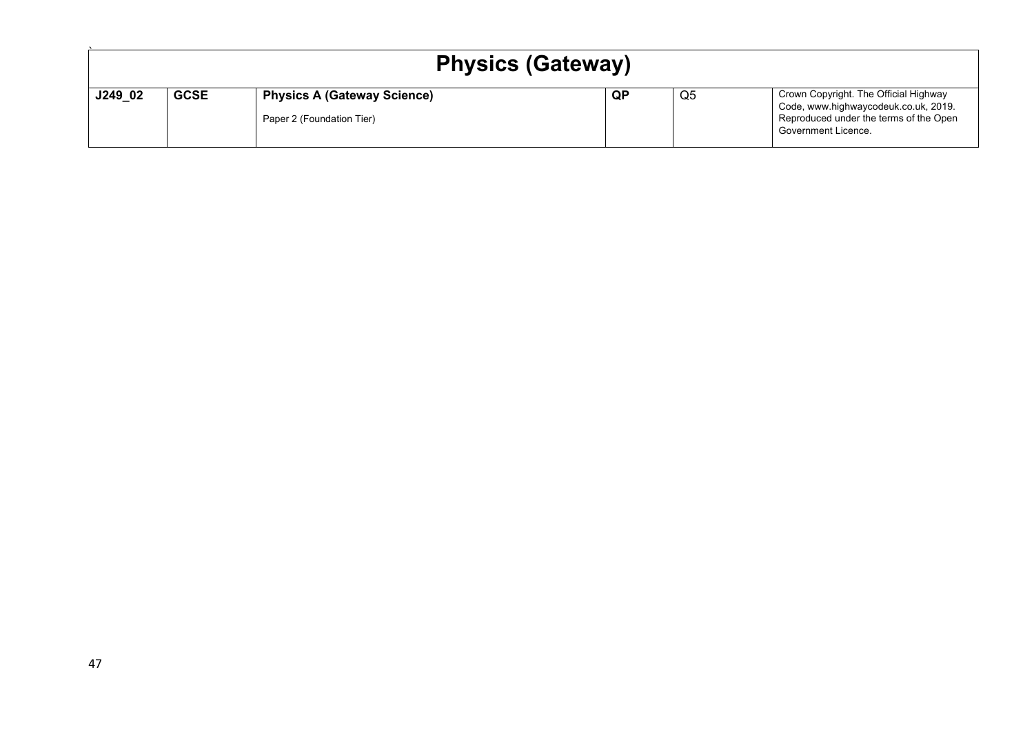| Physics (Gateway) | | | | | |
|---|---|---|---|---|---|
| **J249_02** | **GCSE** | **Physics A (Gateway Science)**<br>Paper 2 (Foundation Tier) | **QP** | Q5 | Crown Copyright. The Official Highway Code, www.highwaycodeuk.co.uk, 2019. Reproduced under the terms of the Open Government Licence. |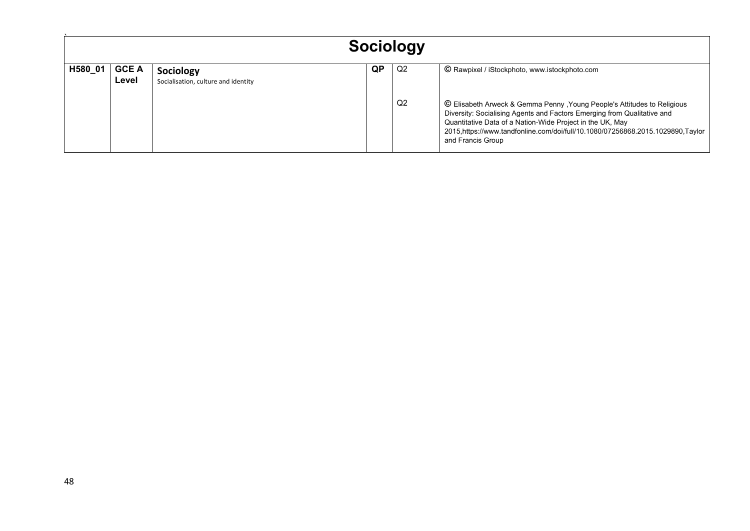# Sociology

| | | | | | |
|---|---|---|---|---|---|
| H580_01 | GCE A Level | **Sociology** Socialisation, culture and identity | QP | Q2 | © Rawpixel / iStockphoto, www.istockphoto.com |
| | | | | Q2 | © Elisabeth Arweck & Gemma Penny ,Young People's Attitudes to Religious Diversity: Socialising Agents and Factors Emerging from Qualitative and Quantitative Data of a Nation-Wide Project in the UK, May 2015,https://www.tandfonline.com/doi/full/10.1080/07256868.2015.1029890,Taylor and Francis Group |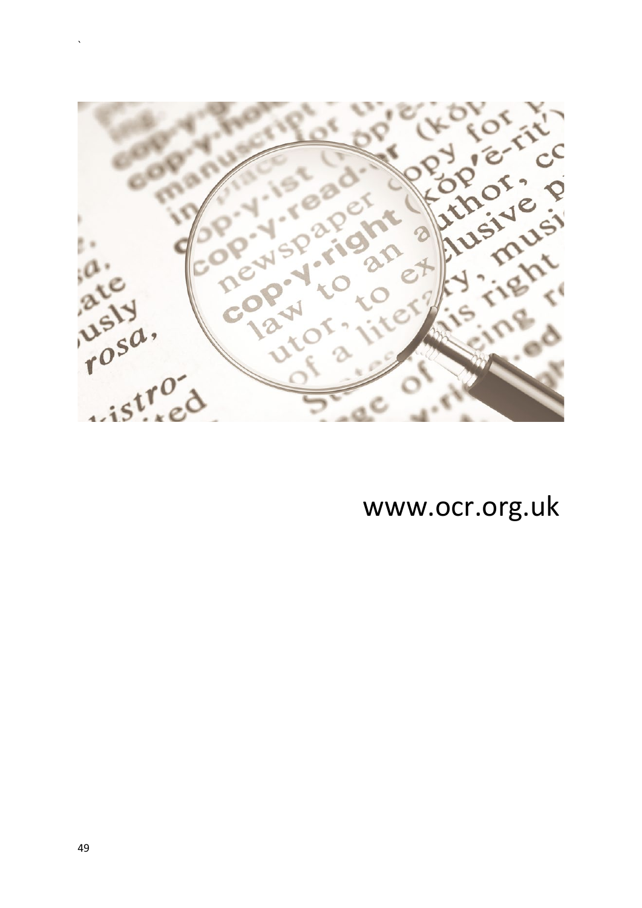www.ocr.org.uk